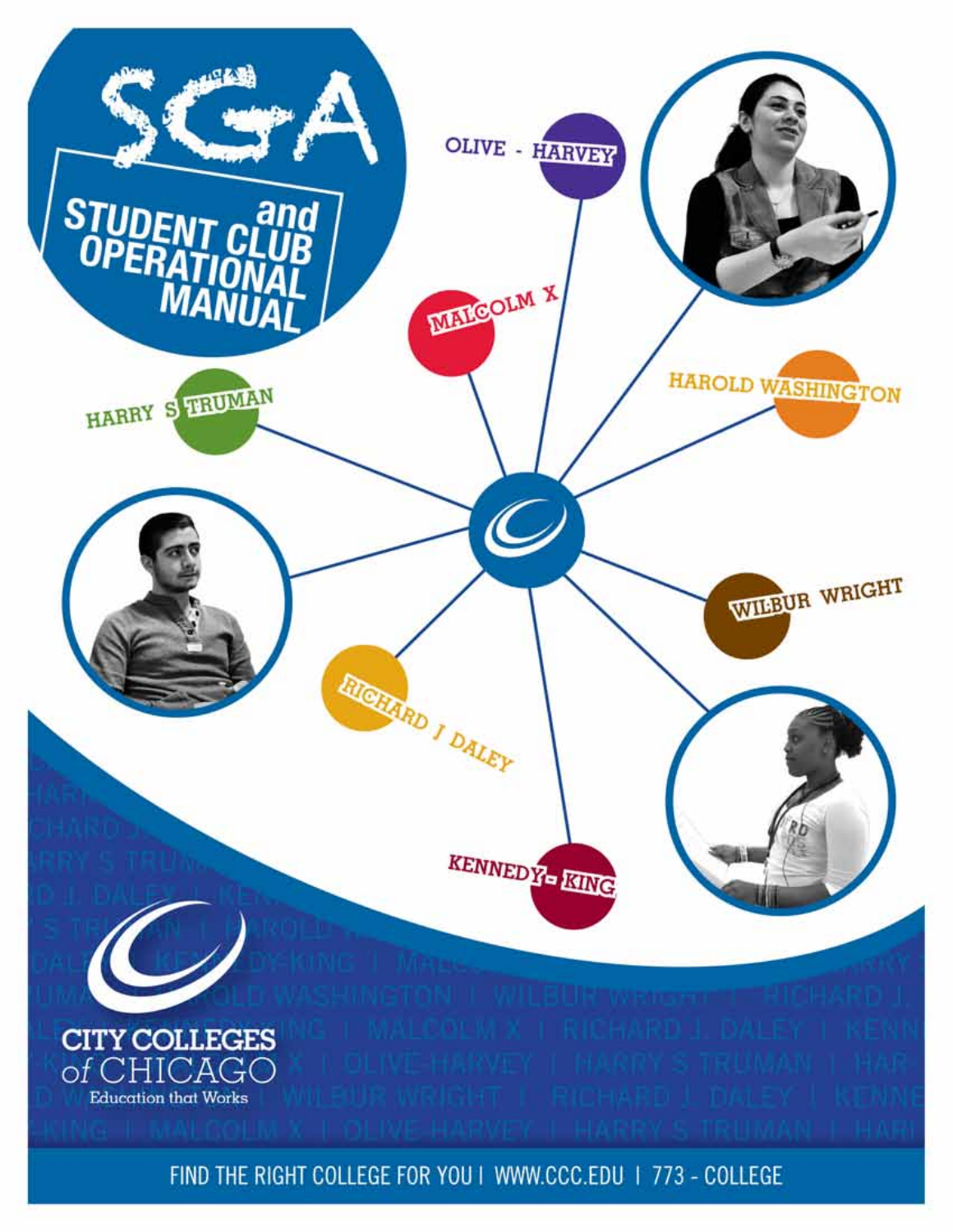# SGA and STUDENT CLUB OPERATIONAL MANUAL

OLIVE - HARVEY

MALCOLM X

HARRY S TRUMAN

HAROLD WASHINGTON

WILBUR WRIGHT

RICHARD J DALEY

KENNEDY-KING

CITY COLLEGES of CHICAGO

Education that Works

FIND THE RIGHT COLLEGE FOR YOU | WWW.CCC.EDU | 773 - COLLEGE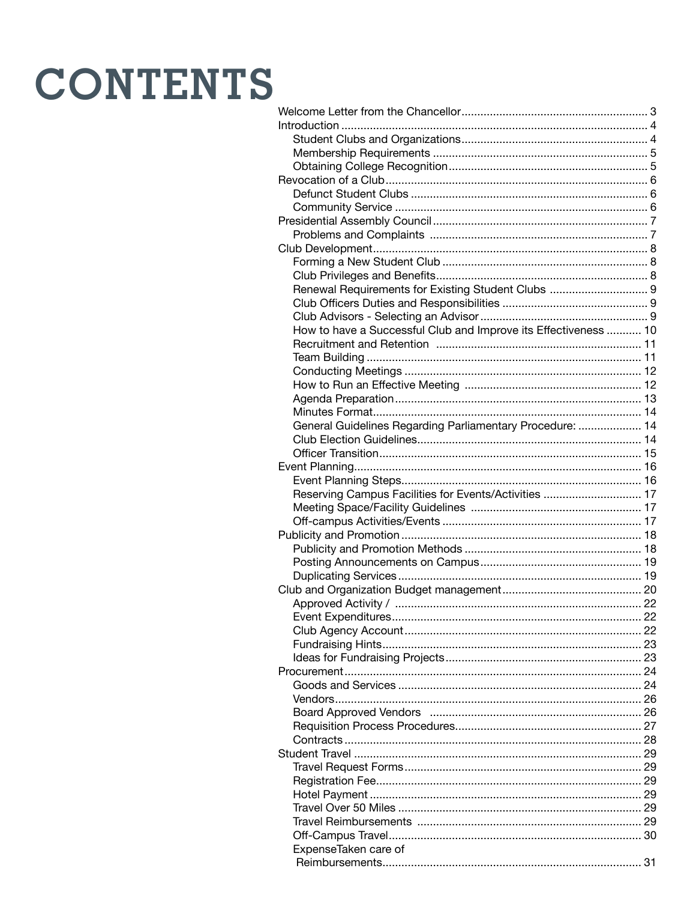# CONTENTS

- Welcome Letter from the Chancellor ... 3
- Introduction ... 4
  - Student Clubs and Organizations ... 4
  - Membership Requirements ... 5
  - Obtaining College Recognition ... 5
- Revocation of a Club ... 6
  - Defunct Student Clubs ... 6
  - Community Service ... 6
- Presidential Assembly Council ... 7
  - Problems and Complaints ... 7
- Club Development ... 8
  - Forming a New Student Club ... 8
  - Club Privileges and Benefits ... 8
  - Renewal Requirements for Existing Student Clubs ... 9
  - Club Officers Duties and Responsibilities ... 9
  - Club Advisors - Selecting an Advisor ... 9
  - How to have a Successful Club and Improve its Effectiveness ... 10
  - Recruitment and Retention ... 11
  - Team Building ... 11
  - Conducting Meetings ... 12
  - How to Run an Effective Meeting ... 12
  - Agenda Preparation ... 13
  - Minutes Format ... 14
  - General Guidelines Regarding Parliamentary Procedure: ... 14
  - Club Election Guidelines ... 14
  - Officer Transition ... 15
- Event Planning ... 16
  - Event Planning Steps ... 16
  - Reserving Campus Facilities for Events/Activities ... 17
  - Meeting Space/Facility Guidelines ... 17
  - Off-campus Activities/Events ... 17
- Publicity and Promotion ... 18
  - Publicity and Promotion Methods ... 18
  - Posting Announcements on Campus ... 19
  - Duplicating Services ... 19
- Club and Organization Budget management ... 20
  - Approved Activity / ... 22
  - Event Expenditures ... 22
  - Club Agency Account ... 22
  - Fundraising Hints ... 23
  - Ideas for Fundraising Projects ... 23
- Procurement ... 24
  - Goods and Services ... 24
  - Vendors ... 26
  - Board Approved Vendors ... 26
  - Requisition Process Procedures ... 27
  - Contracts ... 28
- Student Travel ... 29
  - Travel Request Forms ... 29
  - Registration Fee ... 29
  - Hotel Payment ... 29
  - Travel Over 50 Miles ... 29
  - Travel Reimbursements ... 29
  - Off-Campus Travel ... 30
  - ExpenseTaken care of Reimbursements ... 31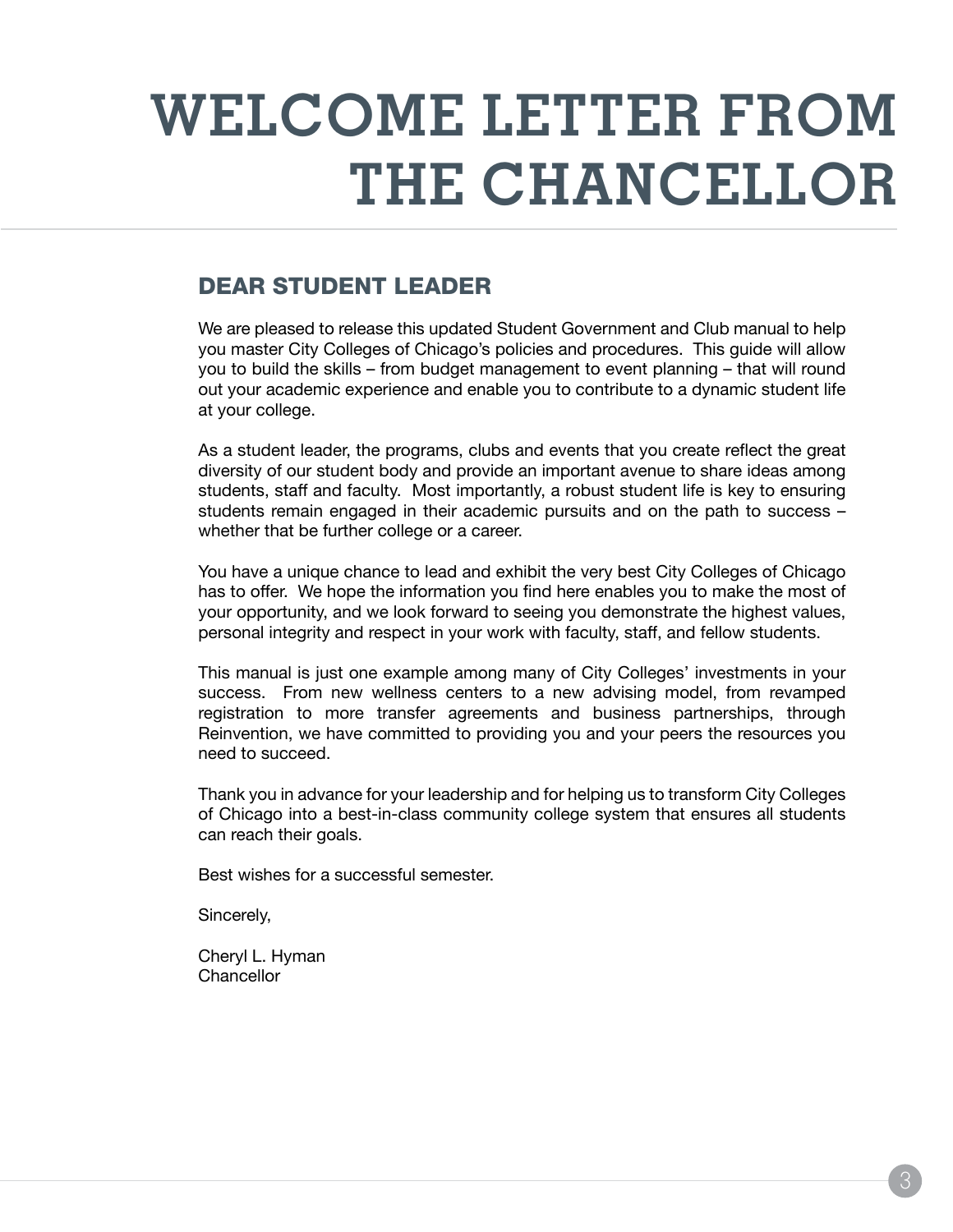# WELCOME LETTER FROM THE CHANCELLOR

## DEAR STUDENT LEADER

We are pleased to release this updated Student Government and Club manual to help you master City Colleges of Chicago's policies and procedures. This guide will allow you to build the skills – from budget management to event planning – that will round out your academic experience and enable you to contribute to a dynamic student life at your college.

As a student leader, the programs, clubs and events that you create reflect the great diversity of our student body and provide an important avenue to share ideas among students, staff and faculty. Most importantly, a robust student life is key to ensuring students remain engaged in their academic pursuits and on the path to success – whether that be further college or a career.

You have a unique chance to lead and exhibit the very best City Colleges of Chicago has to offer. We hope the information you find here enables you to make the most of your opportunity, and we look forward to seeing you demonstrate the highest values, personal integrity and respect in your work with faculty, staff, and fellow students.

This manual is just one example among many of City Colleges' investments in your success. From new wellness centers to a new advising model, from revamped registration to more transfer agreements and business partnerships, through Reinvention, we have committed to providing you and your peers the resources you need to succeed.

Thank you in advance for your leadership and for helping us to transform City Colleges of Chicago into a best-in-class community college system that ensures all students can reach their goals.

Best wishes for a successful semester.

Sincerely,

Cheryl L. Hyman
Chancellor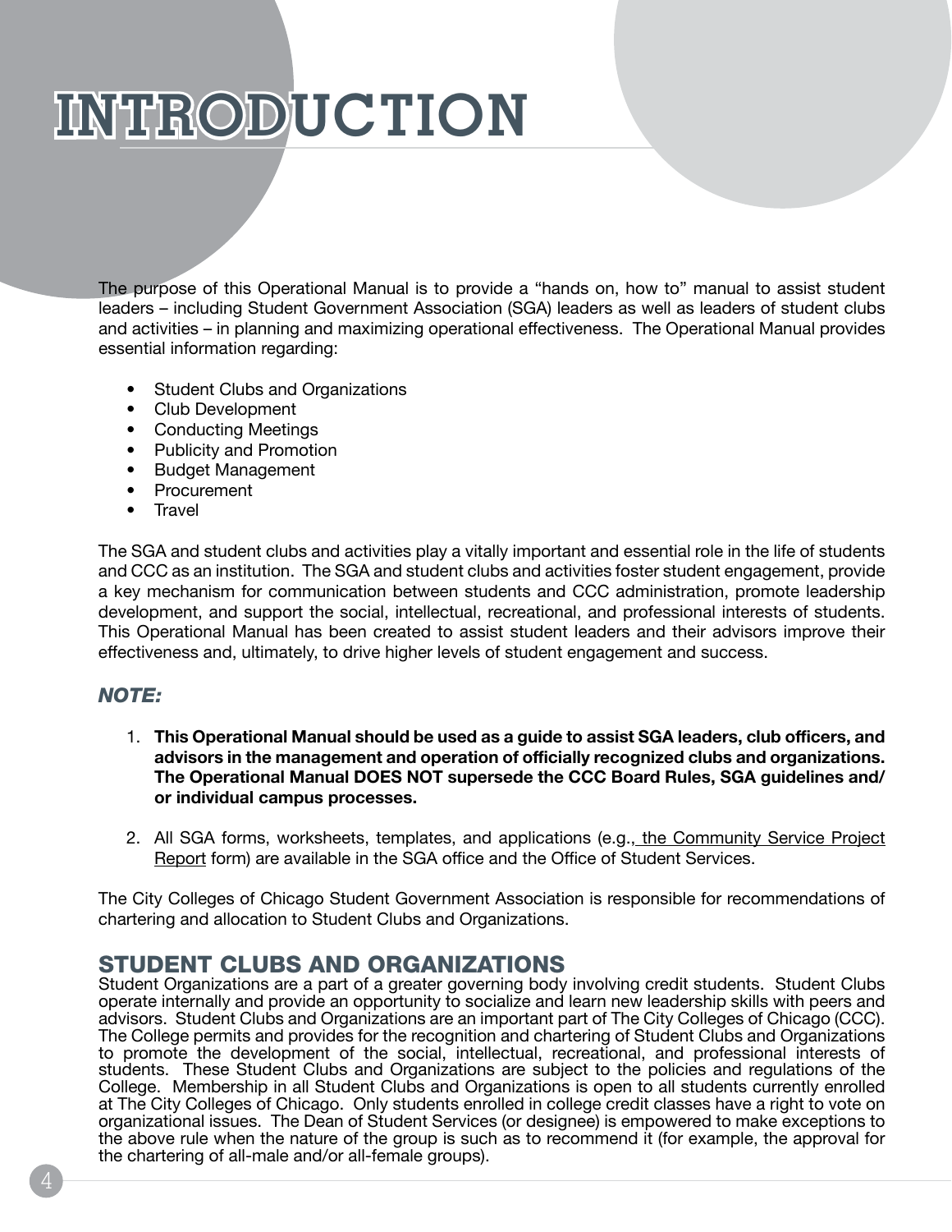# INTRODUCTION

The purpose of this Operational Manual is to provide a "hands on, how to" manual to assist student leaders – including Student Government Association (SGA) leaders as well as leaders of student clubs and activities – in planning and maximizing operational effectiveness. The Operational Manual provides essential information regarding:

- Student Clubs and Organizations
- Club Development
- Conducting Meetings
- Publicity and Promotion
- Budget Management
- Procurement
- Travel

The SGA and student clubs and activities play a vitally important and essential role in the life of students and CCC as an institution. The SGA and student clubs and activities foster student engagement, provide a key mechanism for communication between students and CCC administration, promote leadership development, and support the social, intellectual, recreational, and professional interests of students. This Operational Manual has been created to assist student leaders and their advisors improve their effectiveness and, ultimately, to drive higher levels of student engagement and success.

***NOTE:***

1. **This Operational Manual should be used as a guide to assist SGA leaders, club officers, and advisors in the management and operation of officially recognized clubs and organizations. The Operational Manual DOES NOT supersede the CCC Board Rules, SGA guidelines and/or individual campus processes.**

2. All SGA forms, worksheets, templates, and applications (e.g., the Community Service Project Report form) are available in the SGA office and the Office of Student Services.

The City Colleges of Chicago Student Government Association is responsible for recommendations of chartering and allocation to Student Clubs and Organizations.

## STUDENT CLUBS AND ORGANIZATIONS

Student Organizations are a part of a greater governing body involving credit students. Student Clubs operate internally and provide an opportunity to socialize and learn new leadership skills with peers and advisors. Student Clubs and Organizations are an important part of The City Colleges of Chicago (CCC). The College permits and provides for the recognition and chartering of Student Clubs and Organizations to promote the development of the social, intellectual, recreational, and professional interests of students. These Student Clubs and Organizations are subject to the policies and regulations of the College. Membership in all Student Clubs and Organizations is open to all students currently enrolled at The City Colleges of Chicago. Only students enrolled in college credit classes have a right to vote on organizational issues. The Dean of Student Services (or designee) is empowered to make exceptions to the above rule when the nature of the group is such as to recommend it (for example, the approval for the chartering of all-male and/or all-female groups).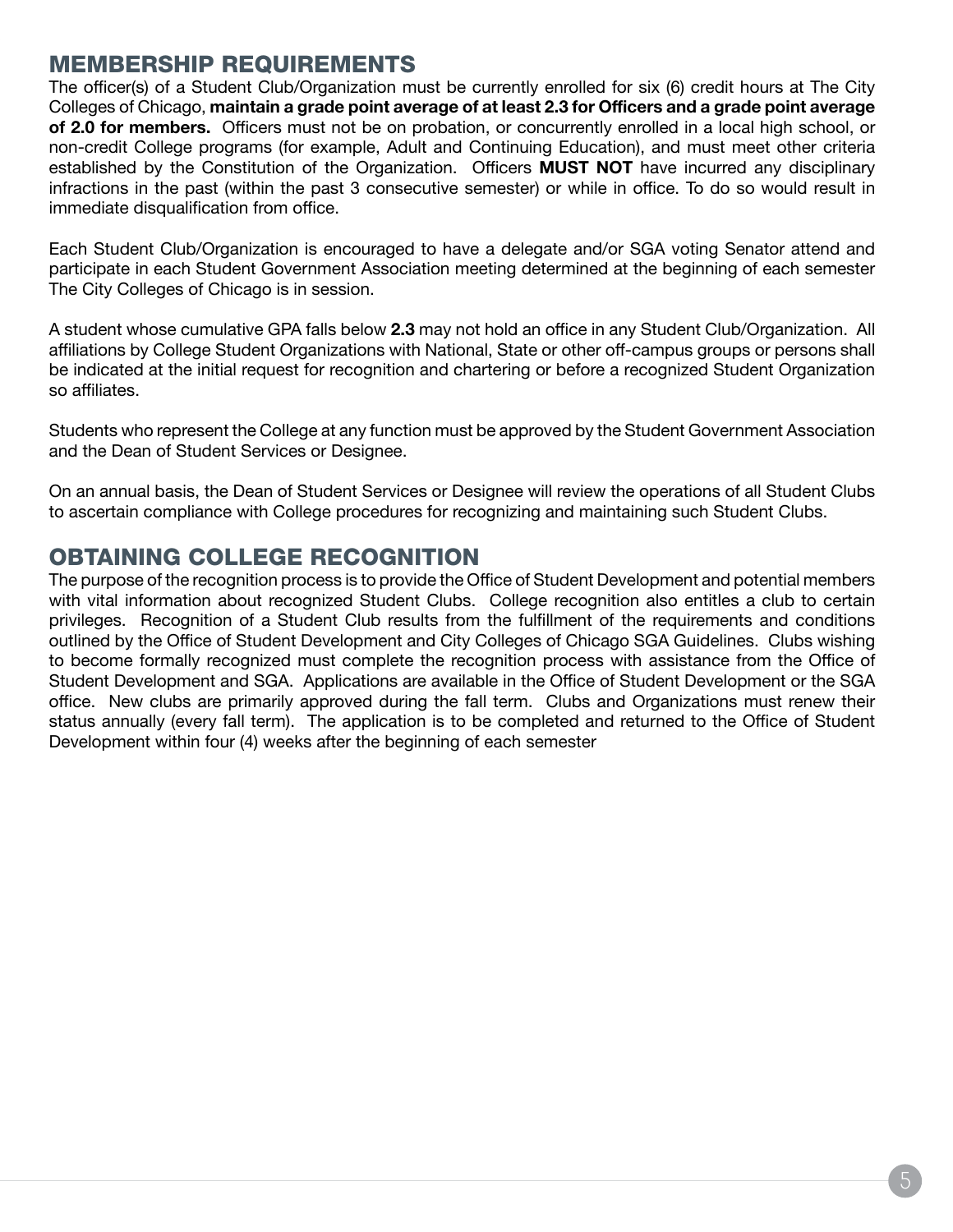## MEMBERSHIP REQUIREMENTS

The officer(s) of a Student Club/Organization must be currently enrolled for six (6) credit hours at The City Colleges of Chicago, **maintain a grade point average of at least 2.3 for Officers and a grade point average of 2.0 for members.** Officers must not be on probation, or concurrently enrolled in a local high school, or non-credit College programs (for example, Adult and Continuing Education), and must meet other criteria established by the Constitution of the Organization. Officers **MUST NOT** have incurred any disciplinary infractions in the past (within the past 3 consecutive semester) or while in office. To do so would result in immediate disqualification from office.

Each Student Club/Organization is encouraged to have a delegate and/or SGA voting Senator attend and participate in each Student Government Association meeting determined at the beginning of each semester The City Colleges of Chicago is in session.

A student whose cumulative GPA falls below **2.3** may not hold an office in any Student Club/Organization. All affiliations by College Student Organizations with National, State or other off-campus groups or persons shall be indicated at the initial request for recognition and chartering or before a recognized Student Organization so affiliates.

Students who represent the College at any function must be approved by the Student Government Association and the Dean of Student Services or Designee.

On an annual basis, the Dean of Student Services or Designee will review the operations of all Student Clubs to ascertain compliance with College procedures for recognizing and maintaining such Student Clubs.

## OBTAINING COLLEGE RECOGNITION

The purpose of the recognition process is to provide the Office of Student Development and potential members with vital information about recognized Student Clubs. College recognition also entitles a club to certain privileges. Recognition of a Student Club results from the fulfillment of the requirements and conditions outlined by the Office of Student Development and City Colleges of Chicago SGA Guidelines. Clubs wishing to become formally recognized must complete the recognition process with assistance from the Office of Student Development and SGA. Applications are available in the Office of Student Development or the SGA office. New clubs are primarily approved during the fall term. Clubs and Organizations must renew their status annually (every fall term). The application is to be completed and returned to the Office of Student Development within four (4) weeks after the beginning of each semester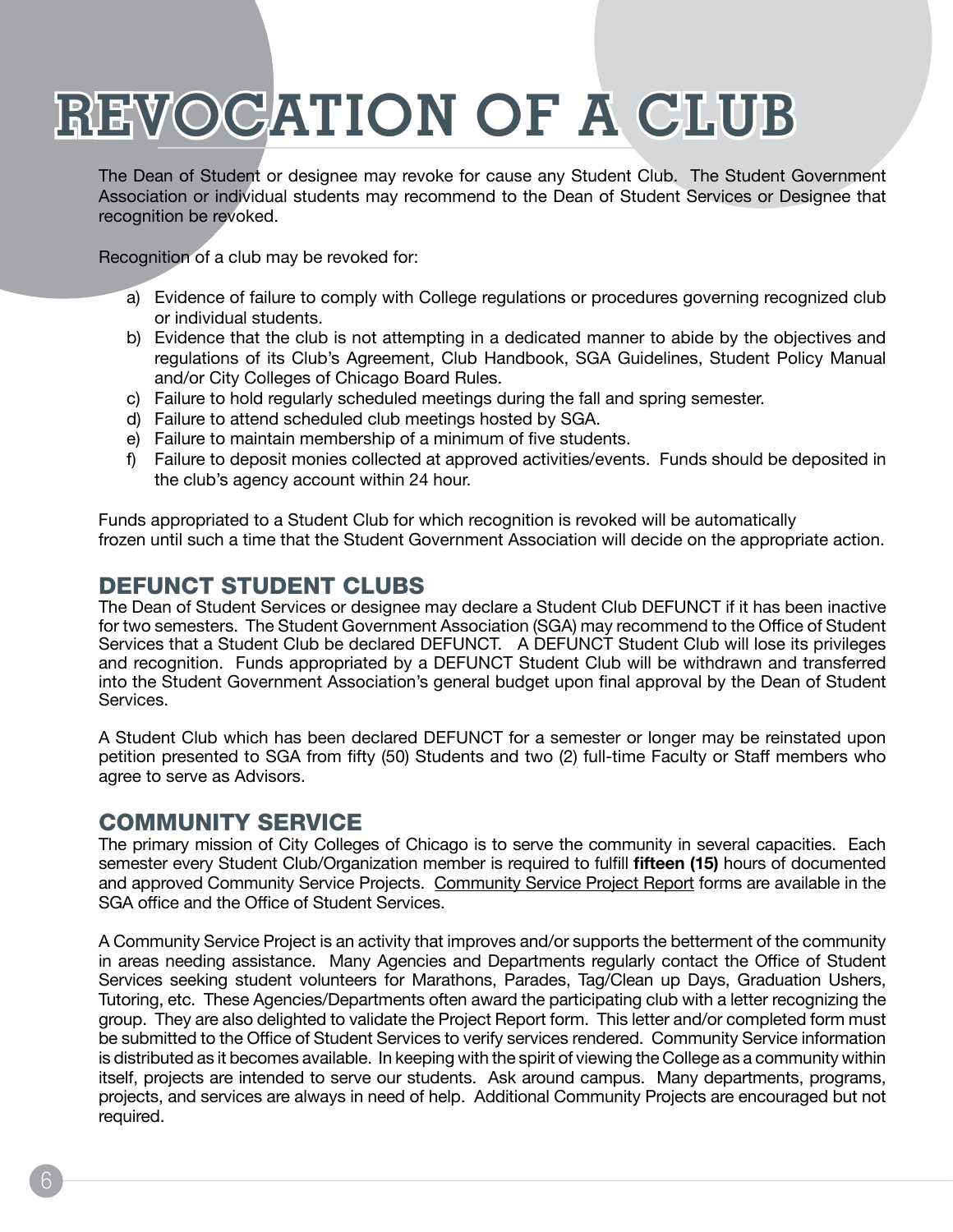# REVOCATION OF A CLUB

The Dean of Student or designee may revoke for cause any Student Club. The Student Government Association or individual students may recommend to the Dean of Student Services or Designee that recognition be revoked.

Recognition of a club may be revoked for:

a) Evidence of failure to comply with College regulations or procedures governing recognized club or individual students.
b) Evidence that the club is not attempting in a dedicated manner to abide by the objectives and regulations of its Club's Agreement, Club Handbook, SGA Guidelines, Student Policy Manual and/or City Colleges of Chicago Board Rules.
c) Failure to hold regularly scheduled meetings during the fall and spring semester.
d) Failure to attend scheduled club meetings hosted by SGA.
e) Failure to maintain membership of a minimum of five students.
f) Failure to deposit monies collected at approved activities/events. Funds should be deposited in the club's agency account within 24 hour.

Funds appropriated to a Student Club for which recognition is revoked will be automatically frozen until such a time that the Student Government Association will decide on the appropriate action.

## DEFUNCT STUDENT CLUBS

The Dean of Student Services or designee may declare a Student Club DEFUNCT if it has been inactive for two semesters. The Student Government Association (SGA) may recommend to the Office of Student Services that a Student Club be declared DEFUNCT. A DEFUNCT Student Club will lose its privileges and recognition. Funds appropriated by a DEFUNCT Student Club will be withdrawn and transferred into the Student Government Association's general budget upon final approval by the Dean of Student Services.

A Student Club which has been declared DEFUNCT for a semester or longer may be reinstated upon petition presented to SGA from fifty (50) Students and two (2) full-time Faculty or Staff members who agree to serve as Advisors.

## COMMUNITY SERVICE

The primary mission of City Colleges of Chicago is to serve the community in several capacities. Each semester every Student Club/Organization member is required to fulfill **fifteen (15)** hours of documented and approved Community Service Projects. Community Service Project Report forms are available in the SGA office and the Office of Student Services.

A Community Service Project is an activity that improves and/or supports the betterment of the community in areas needing assistance. Many Agencies and Departments regularly contact the Office of Student Services seeking student volunteers for Marathons, Parades, Tag/Clean up Days, Graduation Ushers, Tutoring, etc. These Agencies/Departments often award the participating club with a letter recognizing the group. They are also delighted to validate the Project Report form. This letter and/or completed form must be submitted to the Office of Student Services to verify services rendered. Community Service information is distributed as it becomes available. In keeping with the spirit of viewing the College as a community within itself, projects are intended to serve our students. Ask around campus. Many departments, programs, projects, and services are always in need of help. Additional Community Projects are encouraged but not required.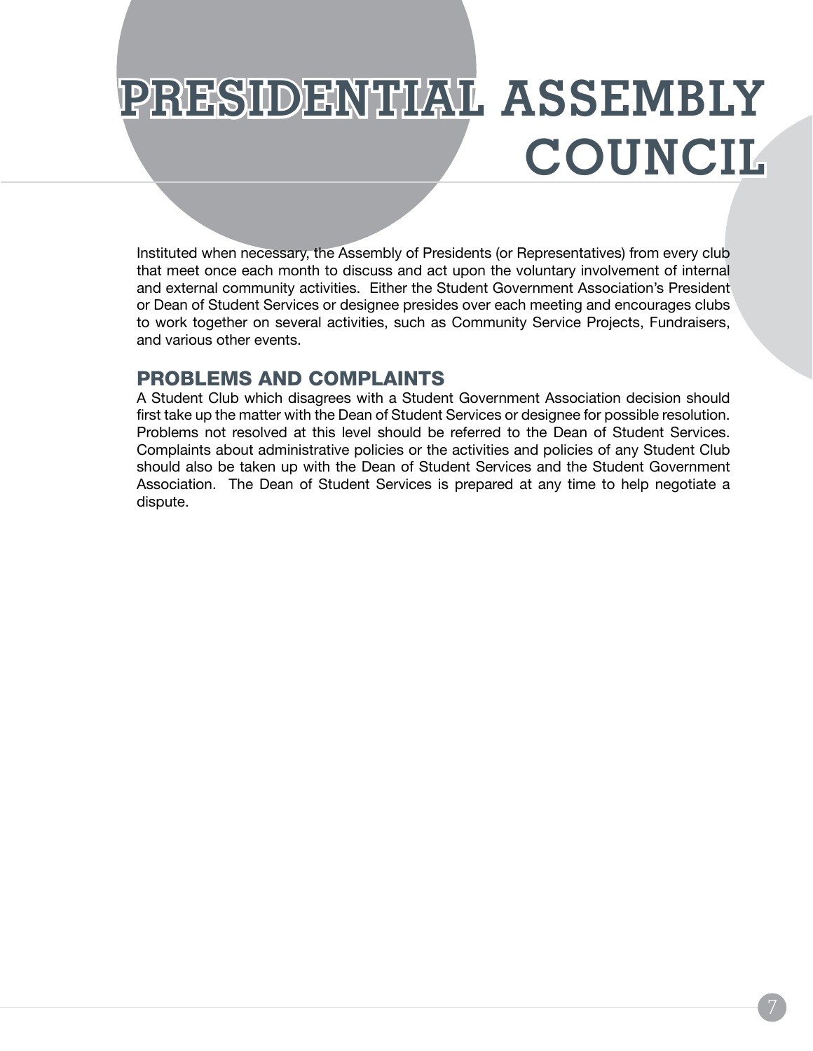# PRESIDENTIAL ASSEMBLY COUNCIL

Instituted when necessary, the Assembly of Presidents (or Representatives) from every club that meet once each month to discuss and act upon the voluntary involvement of internal and external community activities. Either the Student Government Association's President or Dean of Student Services or designee presides over each meeting and encourages clubs to work together on several activities, such as Community Service Projects, Fundraisers, and various other events.

## PROBLEMS AND COMPLAINTS

A Student Club which disagrees with a Student Government Association decision should first take up the matter with the Dean of Student Services or designee for possible resolution. Problems not resolved at this level should be referred to the Dean of Student Services. Complaints about administrative policies or the activities and policies of any Student Club should also be taken up with the Dean of Student Services and the Student Government Association. The Dean of Student Services is prepared at any time to help negotiate a dispute.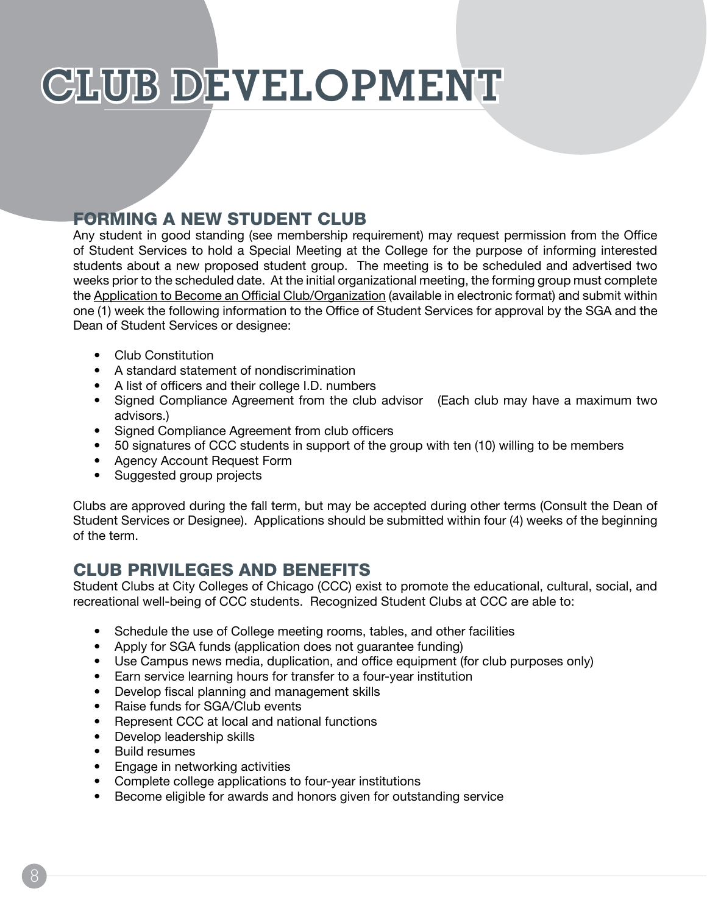# CLUB DEVELOPMENT

## FORMING A NEW STUDENT CLUB

Any student in good standing (see membership requirement) may request permission from the Office of Student Services to hold a Special Meeting at the College for the purpose of informing interested students about a new proposed student group. The meeting is to be scheduled and advertised two weeks prior to the scheduled date. At the initial organizational meeting, the forming group must complete the Application to Become an Official Club/Organization (available in electronic format) and submit within one (1) week the following information to the Office of Student Services for approval by the SGA and the Dean of Student Services or designee:

- Club Constitution
- A standard statement of nondiscrimination
- A list of officers and their college I.D. numbers
- Signed Compliance Agreement from the club advisor (Each club may have a maximum two advisors.)
- Signed Compliance Agreement from club officers
- 50 signatures of CCC students in support of the group with ten (10) willing to be members
- Agency Account Request Form
- Suggested group projects

Clubs are approved during the fall term, but may be accepted during other terms (Consult the Dean of Student Services or Designee). Applications should be submitted within four (4) weeks of the beginning of the term.

## CLUB PRIVILEGES AND BENEFITS

Student Clubs at City Colleges of Chicago (CCC) exist to promote the educational, cultural, social, and recreational well-being of CCC students. Recognized Student Clubs at CCC are able to:

- Schedule the use of College meeting rooms, tables, and other facilities
- Apply for SGA funds (application does not guarantee funding)
- Use Campus news media, duplication, and office equipment (for club purposes only)
- Earn service learning hours for transfer to a four-year institution
- Develop fiscal planning and management skills
- Raise funds for SGA/Club events
- Represent CCC at local and national functions
- Develop leadership skills
- Build resumes
- Engage in networking activities
- Complete college applications to four-year institutions
- Become eligible for awards and honors given for outstanding service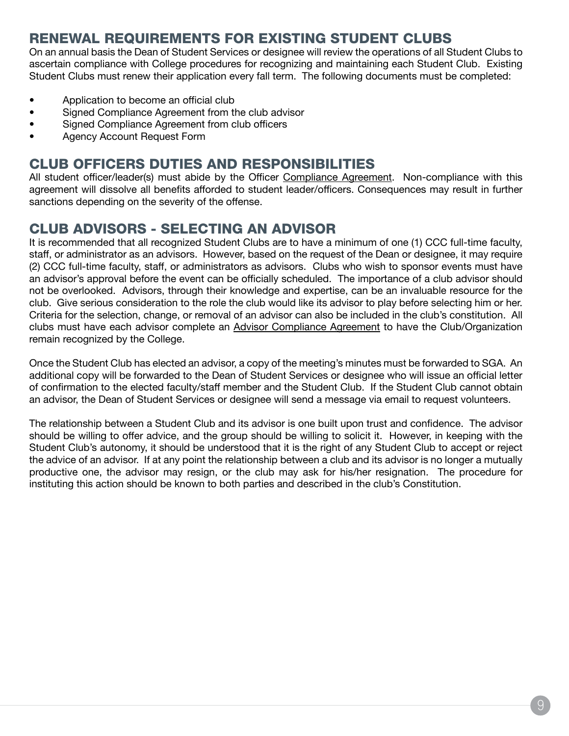## RENEWAL REQUIREMENTS FOR EXISTING STUDENT CLUBS

On an annual basis the Dean of Student Services or designee will review the operations of all Student Clubs to ascertain compliance with College procedures for recognizing and maintaining each Student Club. Existing Student Clubs must renew their application every fall term. The following documents must be completed:

- Application to become an official club
- Signed Compliance Agreement from the club advisor
- Signed Compliance Agreement from club officers
- Agency Account Request Form

## CLUB OFFICERS DUTIES AND RESPONSIBILITIES

All student officer/leader(s) must abide by the Officer Compliance Agreement. Non-compliance with this agreement will dissolve all benefits afforded to student leader/officers. Consequences may result in further sanctions depending on the severity of the offense.

## CLUB ADVISORS - SELECTING AN ADVISOR

It is recommended that all recognized Student Clubs are to have a minimum of one (1) CCC full-time faculty, staff, or administrator as an advisors. However, based on the request of the Dean or designee, it may require (2) CCC full-time faculty, staff, or administrators as advisors. Clubs who wish to sponsor events must have an advisor's approval before the event can be officially scheduled. The importance of a club advisor should not be overlooked. Advisors, through their knowledge and expertise, can be an invaluable resource for the club. Give serious consideration to the role the club would like its advisor to play before selecting him or her. Criteria for the selection, change, or removal of an advisor can also be included in the club's constitution. All clubs must have each advisor complete an Advisor Compliance Agreement to have the Club/Organization remain recognized by the College.

Once the Student Club has elected an advisor, a copy of the meeting's minutes must be forwarded to SGA. An additional copy will be forwarded to the Dean of Student Services or designee who will issue an official letter of confirmation to the elected faculty/staff member and the Student Club. If the Student Club cannot obtain an advisor, the Dean of Student Services or designee will send a message via email to request volunteers.

The relationship between a Student Club and its advisor is one built upon trust and confidence. The advisor should be willing to offer advice, and the group should be willing to solicit it. However, in keeping with the Student Club's autonomy, it should be understood that it is the right of any Student Club to accept or reject the advice of an advisor. If at any point the relationship between a club and its advisor is no longer a mutually productive one, the advisor may resign, or the club may ask for his/her resignation. The procedure for instituting this action should be known to both parties and described in the club's Constitution.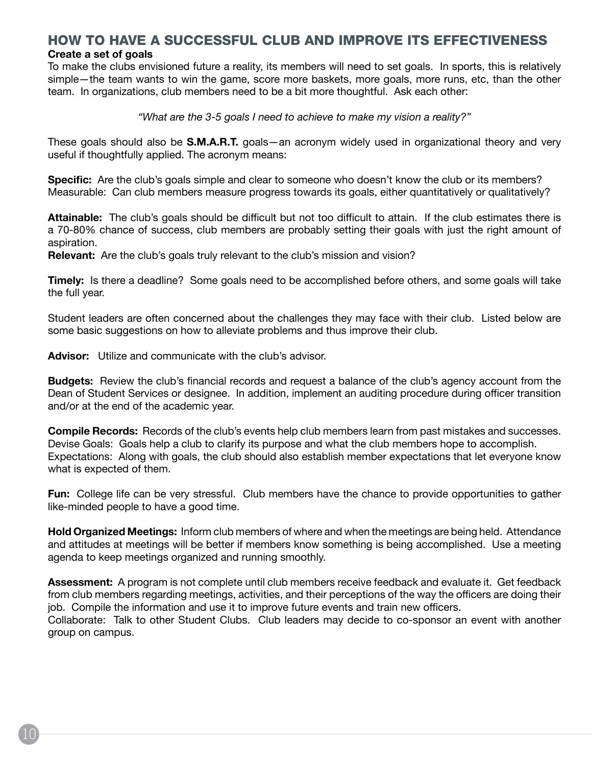## HOW TO HAVE A SUCCESSFUL CLUB AND IMPROVE ITS EFFECTIVENESS

**Create a set of goals**

To make the clubs envisioned future a reality, its members will need to set goals. In sports, this is relatively simple—the team wants to win the game, score more baskets, more goals, more runs, etc, than the other team. In organizations, club members need to be a bit more thoughtful. Ask each other:

*"What are the 3-5 goals I need to achieve to make my vision a reality?"*

These goals should also be **S.M.A.R.T.** goals—an acronym widely used in organizational theory and very useful if thoughtfully applied. The acronym means:

**Specific:** Are the club's goals simple and clear to someone who doesn't know the club or its members?
Measurable: Can club members measure progress towards its goals, either quantitatively or qualitatively?

**Attainable:** The club's goals should be difficult but not too difficult to attain. If the club estimates there is a 70-80% chance of success, club members are probably setting their goals with just the right amount of aspiration.
**Relevant:** Are the club's goals truly relevant to the club's mission and vision?

**Timely:** Is there a deadline? Some goals need to be accomplished before others, and some goals will take the full year.

Student leaders are often concerned about the challenges they may face with their club. Listed below are some basic suggestions on how to alleviate problems and thus improve their club.

**Advisor:** Utilize and communicate with the club's advisor.

**Budgets:** Review the club's financial records and request a balance of the club's agency account from the Dean of Student Services or designee. In addition, implement an auditing procedure during officer transition and/or at the end of the academic year.

**Compile Records:** Records of the club's events help club members learn from past mistakes and successes.
Devise Goals: Goals help a club to clarify its purpose and what the club members hope to accomplish.
Expectations: Along with goals, the club should also establish member expectations that let everyone know what is expected of them.

**Fun:** College life can be very stressful. Club members have the chance to provide opportunities to gather like-minded people to have a good time.

**Hold Organized Meetings:** Inform club members of where and when the meetings are being held. Attendance and attitudes at meetings will be better if members know something is being accomplished. Use a meeting agenda to keep meetings organized and running smoothly.

**Assessment:** A program is not complete until club members receive feedback and evaluate it. Get feedback from club members regarding meetings, activities, and their perceptions of the way the officers are doing their job. Compile the information and use it to improve future events and train new officers.
Collaborate: Talk to other Student Clubs. Club leaders may decide to co-sponsor an event with another group on campus.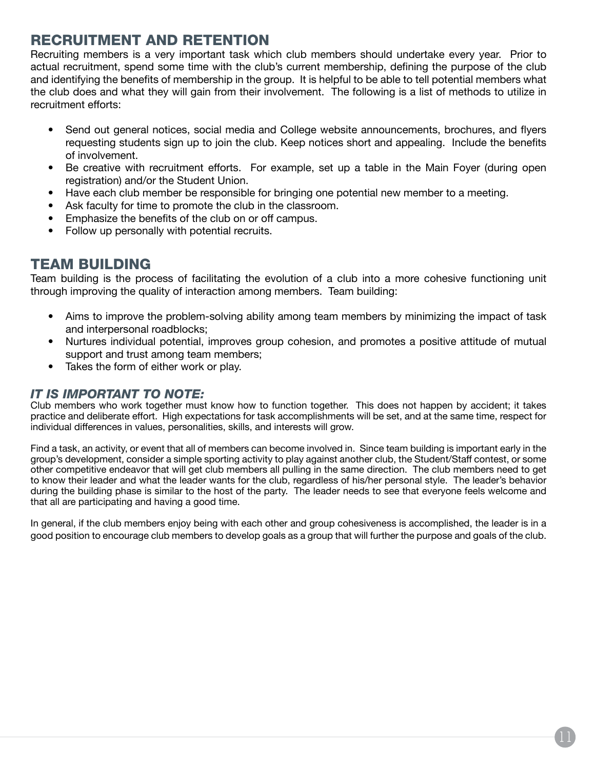## RECRUITMENT AND RETENTION

Recruiting members is a very important task which club members should undertake every year. Prior to actual recruitment, spend some time with the club's current membership, defining the purpose of the club and identifying the benefits of membership in the group. It is helpful to be able to tell potential members what the club does and what they will gain from their involvement. The following is a list of methods to utilize in recruitment efforts:

- Send out general notices, social media and College website announcements, brochures, and flyers requesting students sign up to join the club. Keep notices short and appealing. Include the benefits of involvement.
- Be creative with recruitment efforts. For example, set up a table in the Main Foyer (during open registration) and/or the Student Union.
- Have each club member be responsible for bringing one potential new member to a meeting.
- Ask faculty for time to promote the club in the classroom.
- Emphasize the benefits of the club on or off campus.
- Follow up personally with potential recruits.

## TEAM BUILDING

Team building is the process of facilitating the evolution of a club into a more cohesive functioning unit through improving the quality of interaction among members. Team building:

- Aims to improve the problem-solving ability among team members by minimizing the impact of task and interpersonal roadblocks;
- Nurtures individual potential, improves group cohesion, and promotes a positive attitude of mutual support and trust among team members;
- Takes the form of either work or play.

### *IT IS IMPORTANT TO NOTE:*

Club members who work together must know how to function together. This does not happen by accident; it takes practice and deliberate effort. High expectations for task accomplishments will be set, and at the same time, respect for individual differences in values, personalities, skills, and interests will grow.

Find a task, an activity, or event that all of members can become involved in. Since team building is important early in the group's development, consider a simple sporting activity to play against another club, the Student/Staff contest, or some other competitive endeavor that will get club members all pulling in the same direction. The club members need to get to know their leader and what the leader wants for the club, regardless of his/her personal style. The leader's behavior during the building phase is similar to the host of the party. The leader needs to see that everyone feels welcome and that all are participating and having a good time.

In general, if the club members enjoy being with each other and group cohesiveness is accomplished, the leader is in a good position to encourage club members to develop goals as a group that will further the purpose and goals of the club.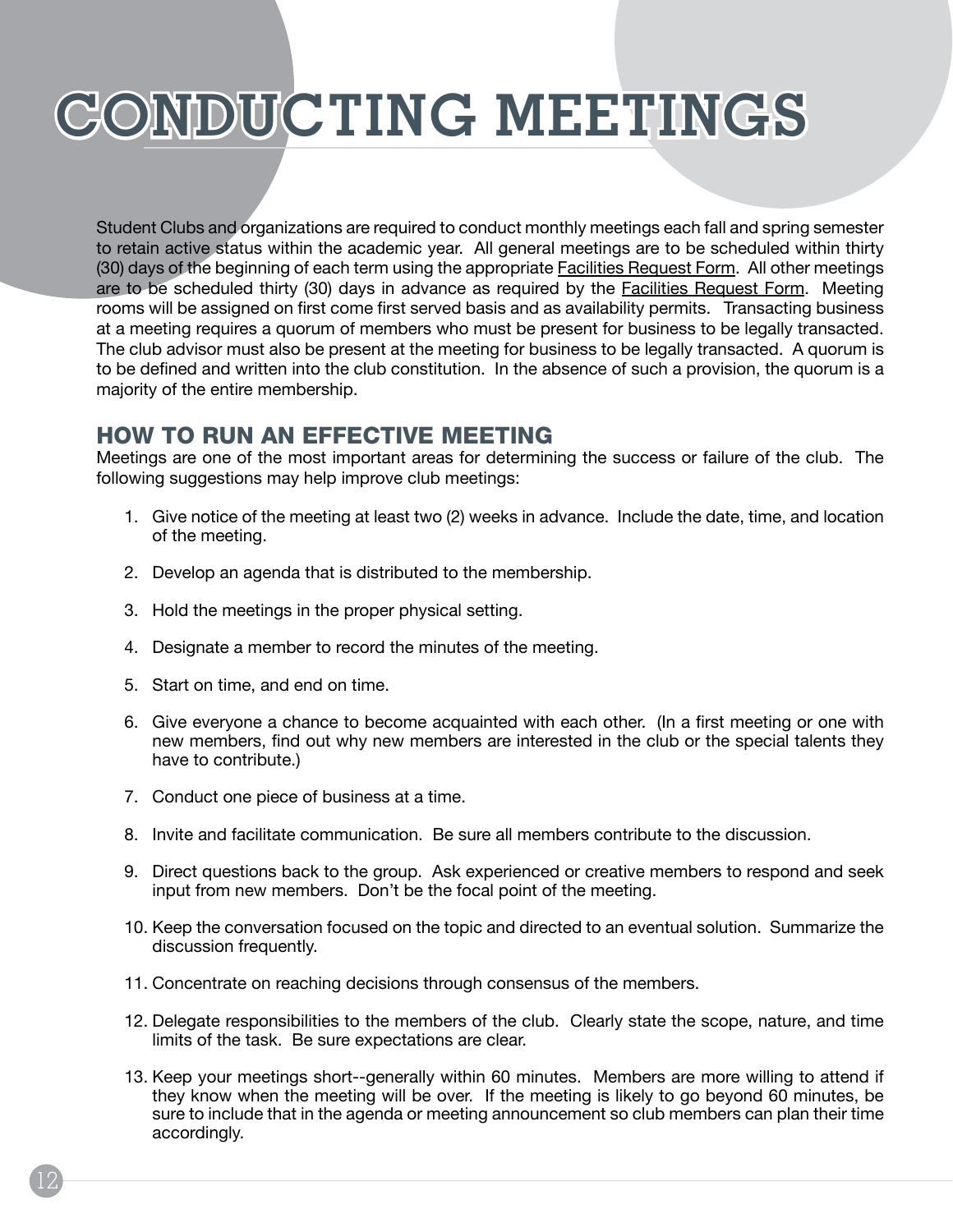# CONDUCTING MEETINGS

Student Clubs and organizations are required to conduct monthly meetings each fall and spring semester to retain active status within the academic year. All general meetings are to be scheduled within thirty (30) days of the beginning of each term using the appropriate Facilities Request Form. All other meetings are to be scheduled thirty (30) days in advance as required by the Facilities Request Form. Meeting rooms will be assigned on first come first served basis and as availability permits. Transacting business at a meeting requires a quorum of members who must be present for business to be legally transacted. The club advisor must also be present at the meeting for business to be legally transacted. A quorum is to be defined and written into the club constitution. In the absence of such a provision, the quorum is a majority of the entire membership.

## HOW TO RUN AN EFFECTIVE MEETING

Meetings are one of the most important areas for determining the success or failure of the club. The following suggestions may help improve club meetings:

1. Give notice of the meeting at least two (2) weeks in advance. Include the date, time, and location of the meeting.
2. Develop an agenda that is distributed to the membership.
3. Hold the meetings in the proper physical setting.
4. Designate a member to record the minutes of the meeting.
5. Start on time, and end on time.
6. Give everyone a chance to become acquainted with each other. (In a first meeting or one with new members, find out why new members are interested in the club or the special talents they have to contribute.)
7. Conduct one piece of business at a time.
8. Invite and facilitate communication. Be sure all members contribute to the discussion.
9. Direct questions back to the group. Ask experienced or creative members to respond and seek input from new members. Don't be the focal point of the meeting.
10. Keep the conversation focused on the topic and directed to an eventual solution. Summarize the discussion frequently.
11. Concentrate on reaching decisions through consensus of the members.
12. Delegate responsibilities to the members of the club. Clearly state the scope, nature, and time limits of the task. Be sure expectations are clear.
13. Keep your meetings short--generally within 60 minutes. Members are more willing to attend if they know when the meeting will be over. If the meeting is likely to go beyond 60 minutes, be sure to include that in the agenda or meeting announcement so club members can plan their time accordingly.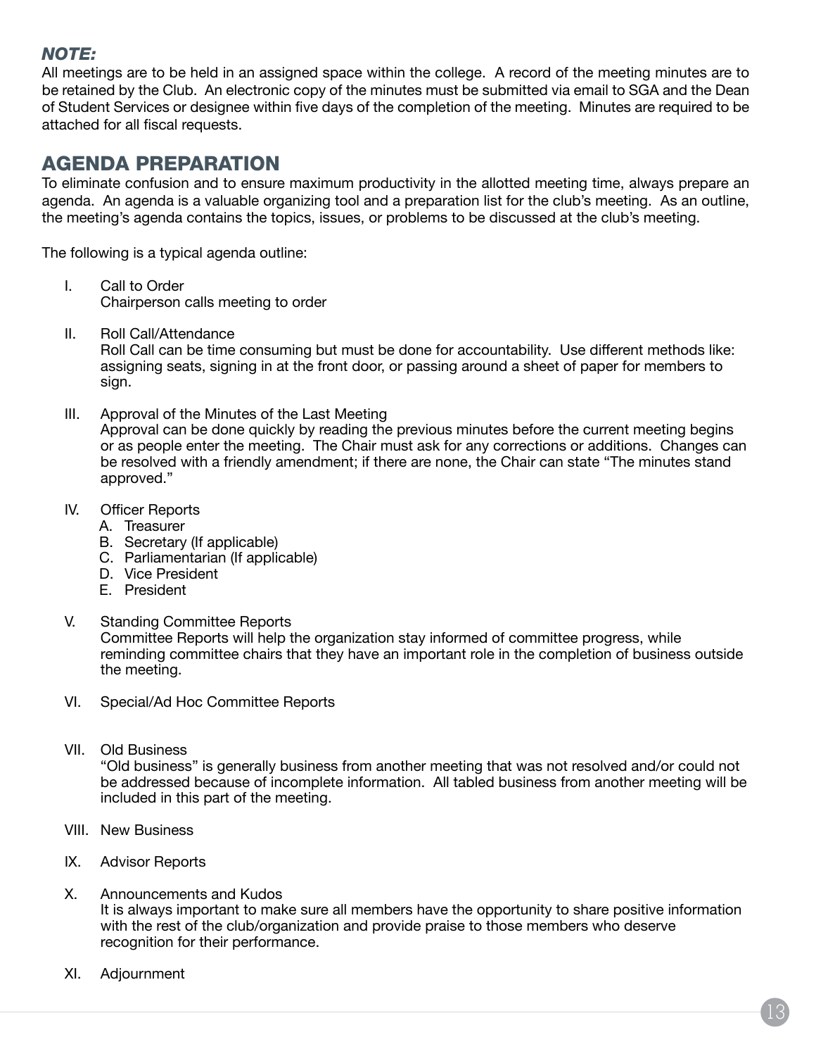***NOTE:***
All meetings are to be held in an assigned space within the college. A record of the meeting minutes are to be retained by the Club. An electronic copy of the minutes must be submitted via email to SGA and the Dean of Student Services or designee within five days of the completion of the meeting. Minutes are required to be attached for all fiscal requests.

## AGENDA PREPARATION

To eliminate confusion and to ensure maximum productivity in the allotted meeting time, always prepare an agenda. An agenda is a valuable organizing tool and a preparation list for the club's meeting. As an outline, the meeting's agenda contains the topics, issues, or problems to be discussed at the club's meeting.

The following is a typical agenda outline:

I. Call to Order
   Chairperson calls meeting to order

II. Roll Call/Attendance
   Roll Call can be time consuming but must be done for accountability. Use different methods like: assigning seats, signing in at the front door, or passing around a sheet of paper for members to sign.

III. Approval of the Minutes of the Last Meeting
   Approval can be done quickly by reading the previous minutes before the current meeting begins or as people enter the meeting. The Chair must ask for any corrections or additions. Changes can be resolved with a friendly amendment; if there are none, the Chair can state "The minutes stand approved."

IV. Officer Reports
   A. Treasurer
   B. Secretary (If applicable)
   C. Parliamentarian (If applicable)
   D. Vice President
   E. President

V. Standing Committee Reports
   Committee Reports will help the organization stay informed of committee progress, while reminding committee chairs that they have an important role in the completion of business outside the meeting.

VI. Special/Ad Hoc Committee Reports

VII. Old Business
   "Old business" is generally business from another meeting that was not resolved and/or could not be addressed because of incomplete information. All tabled business from another meeting will be included in this part of the meeting.

VIII. New Business

IX. Advisor Reports

X. Announcements and Kudos
   It is always important to make sure all members have the opportunity to share positive information with the rest of the club/organization and provide praise to those members who deserve recognition for their performance.

XI. Adjournment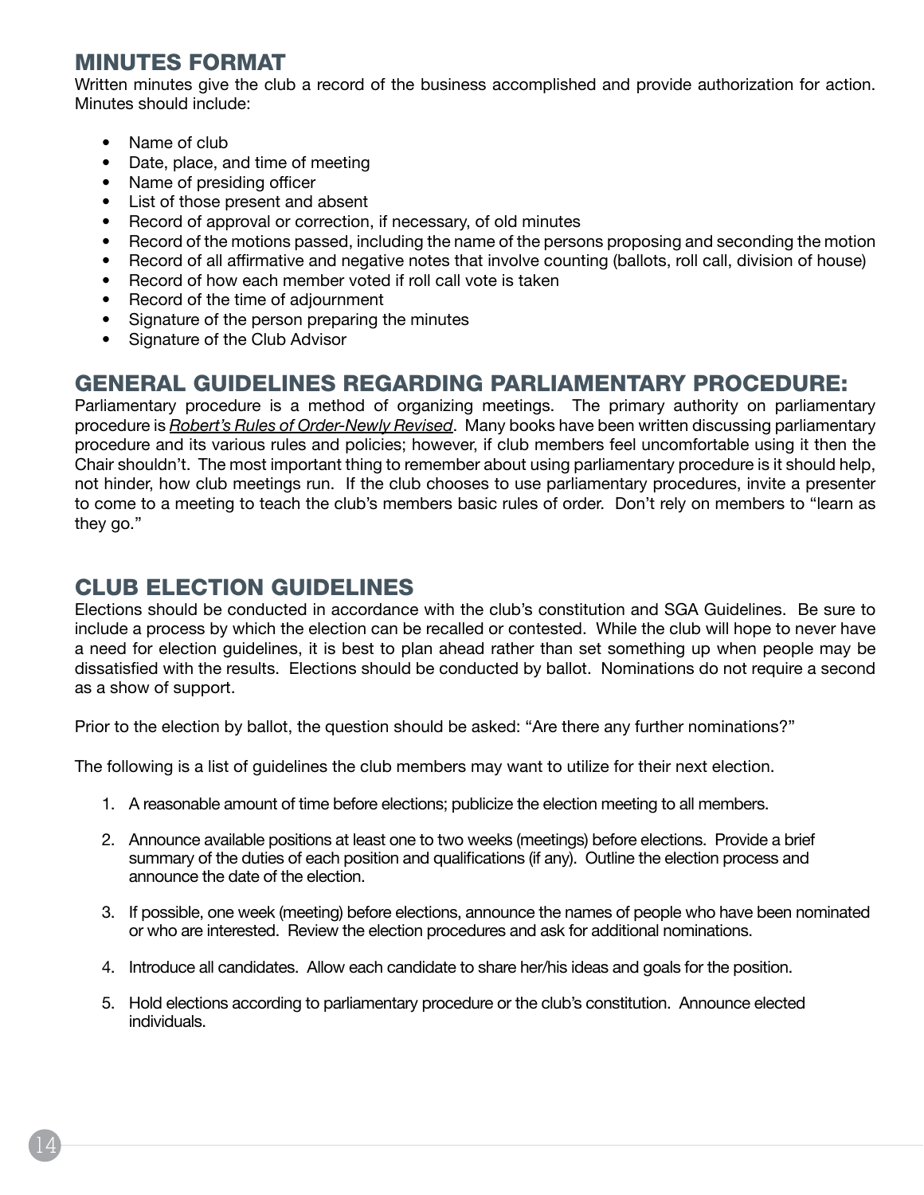## MINUTES FORMAT

Written minutes give the club a record of the business accomplished and provide authorization for action. Minutes should include:

- Name of club
- Date, place, and time of meeting
- Name of presiding officer
- List of those present and absent
- Record of approval or correction, if necessary, of old minutes
- Record of the motions passed, including the name of the persons proposing and seconding the motion
- Record of all affirmative and negative notes that involve counting (ballots, roll call, division of house)
- Record of how each member voted if roll call vote is taken
- Record of the time of adjournment
- Signature of the person preparing the minutes
- Signature of the Club Advisor

## GENERAL GUIDELINES REGARDING PARLIAMENTARY PROCEDURE:

Parliamentary procedure is a method of organizing meetings. The primary authority on parliamentary procedure is *Robert's Rules of Order-Newly Revised*. Many books have been written discussing parliamentary procedure and its various rules and policies; however, if club members feel uncomfortable using it then the Chair shouldn't. The most important thing to remember about using parliamentary procedure is it should help, not hinder, how club meetings run. If the club chooses to use parliamentary procedures, invite a presenter to come to a meeting to teach the club's members basic rules of order. Don't rely on members to "learn as they go."

## CLUB ELECTION GUIDELINES

Elections should be conducted in accordance with the club's constitution and SGA Guidelines. Be sure to include a process by which the election can be recalled or contested. While the club will hope to never have a need for election guidelines, it is best to plan ahead rather than set something up when people may be dissatisfied with the results. Elections should be conducted by ballot. Nominations do not require a second as a show of support.

Prior to the election by ballot, the question should be asked: "Are there any further nominations?"

The following is a list of guidelines the club members may want to utilize for their next election.

1. A reasonable amount of time before elections; publicize the election meeting to all members.

2. Announce available positions at least one to two weeks (meetings) before elections. Provide a brief summary of the duties of each position and qualifications (if any). Outline the election process and announce the date of the election.

3. If possible, one week (meeting) before elections, announce the names of people who have been nominated or who are interested. Review the election procedures and ask for additional nominations.

4. Introduce all candidates. Allow each candidate to share her/his ideas and goals for the position.

5. Hold elections according to parliamentary procedure or the club's constitution. Announce elected individuals.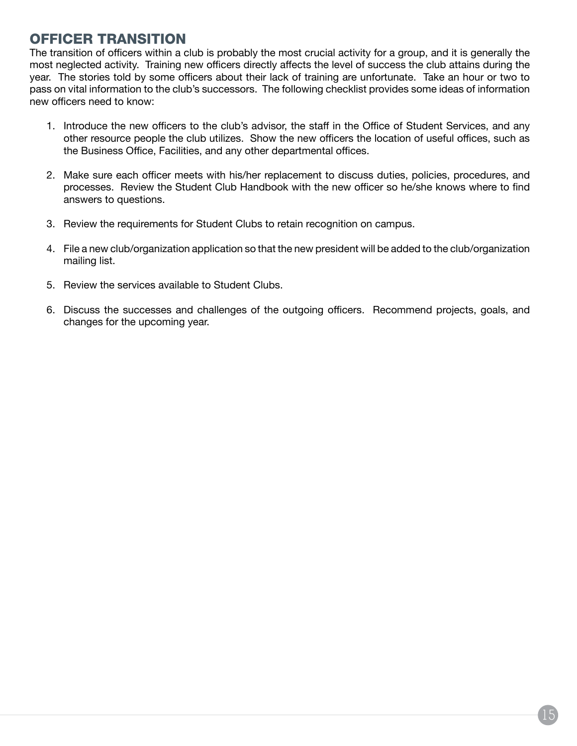## OFFICER TRANSITION

The transition of officers within a club is probably the most crucial activity for a group, and it is generally the most neglected activity. Training new officers directly affects the level of success the club attains during the year. The stories told by some officers about their lack of training are unfortunate. Take an hour or two to pass on vital information to the club's successors. The following checklist provides some ideas of information new officers need to know:

1. Introduce the new officers to the club's advisor, the staff in the Office of Student Services, and any other resource people the club utilizes. Show the new officers the location of useful offices, such as the Business Office, Facilities, and any other departmental offices.

2. Make sure each officer meets with his/her replacement to discuss duties, policies, procedures, and processes. Review the Student Club Handbook with the new officer so he/she knows where to find answers to questions.

3. Review the requirements for Student Clubs to retain recognition on campus.

4. File a new club/organization application so that the new president will be added to the club/organization mailing list.

5. Review the services available to Student Clubs.

6. Discuss the successes and challenges of the outgoing officers. Recommend projects, goals, and changes for the upcoming year.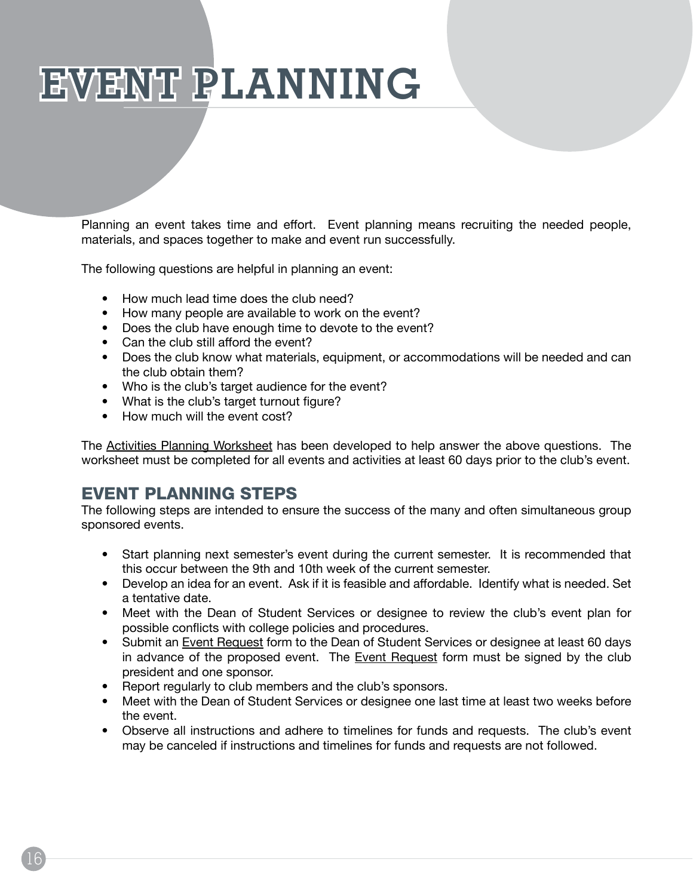# EVENT PLANNING

Planning an event takes time and effort. Event planning means recruiting the needed people, materials, and spaces together to make and event run successfully.

The following questions are helpful in planning an event:

- How much lead time does the club need?
- How many people are available to work on the event?
- Does the club have enough time to devote to the event?
- Can the club still afford the event?
- Does the club know what materials, equipment, or accommodations will be needed and can the club obtain them?
- Who is the club's target audience for the event?
- What is the club's target turnout figure?
- How much will the event cost?

The Activities Planning Worksheet has been developed to help answer the above questions. The worksheet must be completed for all events and activities at least 60 days prior to the club's event.

## EVENT PLANNING STEPS

The following steps are intended to ensure the success of the many and often simultaneous group sponsored events.

- Start planning next semester's event during the current semester. It is recommended that this occur between the 9th and 10th week of the current semester.
- Develop an idea for an event. Ask if it is feasible and affordable. Identify what is needed. Set a tentative date.
- Meet with the Dean of Student Services or designee to review the club's event plan for possible conflicts with college policies and procedures.
- Submit an Event Request form to the Dean of Student Services or designee at least 60 days in advance of the proposed event. The Event Request form must be signed by the club president and one sponsor.
- Report regularly to club members and the club's sponsors.
- Meet with the Dean of Student Services or designee one last time at least two weeks before the event.
- Observe all instructions and adhere to timelines for funds and requests. The club's event may be canceled if instructions and timelines for funds and requests are not followed.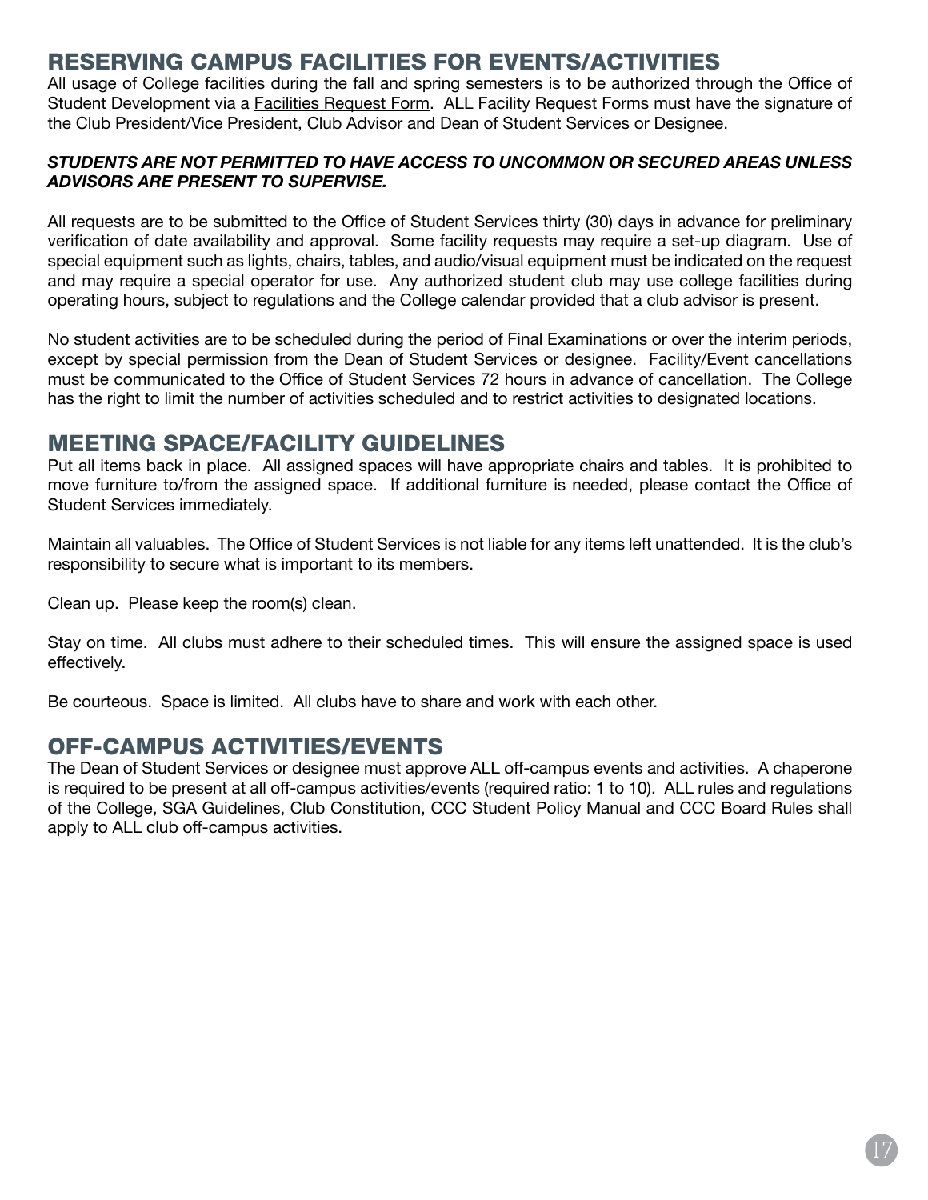## RESERVING CAMPUS FACILITIES FOR EVENTS/ACTIVITIES

All usage of College facilities during the fall and spring semesters is to be authorized through the Office of Student Development via a Facilities Request Form. ALL Facility Request Forms must have the signature of the Club President/Vice President, Club Advisor and Dean of Student Services or Designee.

***STUDENTS ARE NOT PERMITTED TO HAVE ACCESS TO UNCOMMON OR SECURED AREAS UNLESS ADVISORS ARE PRESENT TO SUPERVISE.***

All requests are to be submitted to the Office of Student Services thirty (30) days in advance for preliminary verification of date availability and approval. Some facility requests may require a set-up diagram. Use of special equipment such as lights, chairs, tables, and audio/visual equipment must be indicated on the request and may require a special operator for use. Any authorized student club may use college facilities during operating hours, subject to regulations and the College calendar provided that a club advisor is present.

No student activities are to be scheduled during the period of Final Examinations or over the interim periods, except by special permission from the Dean of Student Services or designee. Facility/Event cancellations must be communicated to the Office of Student Services 72 hours in advance of cancellation. The College has the right to limit the number of activities scheduled and to restrict activities to designated locations.

## MEETING SPACE/FACILITY GUIDELINES

Put all items back in place. All assigned spaces will have appropriate chairs and tables. It is prohibited to move furniture to/from the assigned space. If additional furniture is needed, please contact the Office of Student Services immediately.

Maintain all valuables. The Office of Student Services is not liable for any items left unattended. It is the club's responsibility to secure what is important to its members.

Clean up. Please keep the room(s) clean.

Stay on time. All clubs must adhere to their scheduled times. This will ensure the assigned space is used effectively.

Be courteous. Space is limited. All clubs have to share and work with each other.

## OFF-CAMPUS ACTIVITIES/EVENTS

The Dean of Student Services or designee must approve ALL off-campus events and activities. A chaperone is required to be present at all off-campus activities/events (required ratio: 1 to 10). ALL rules and regulations of the College, SGA Guidelines, Club Constitution, CCC Student Policy Manual and CCC Board Rules shall apply to ALL club off-campus activities.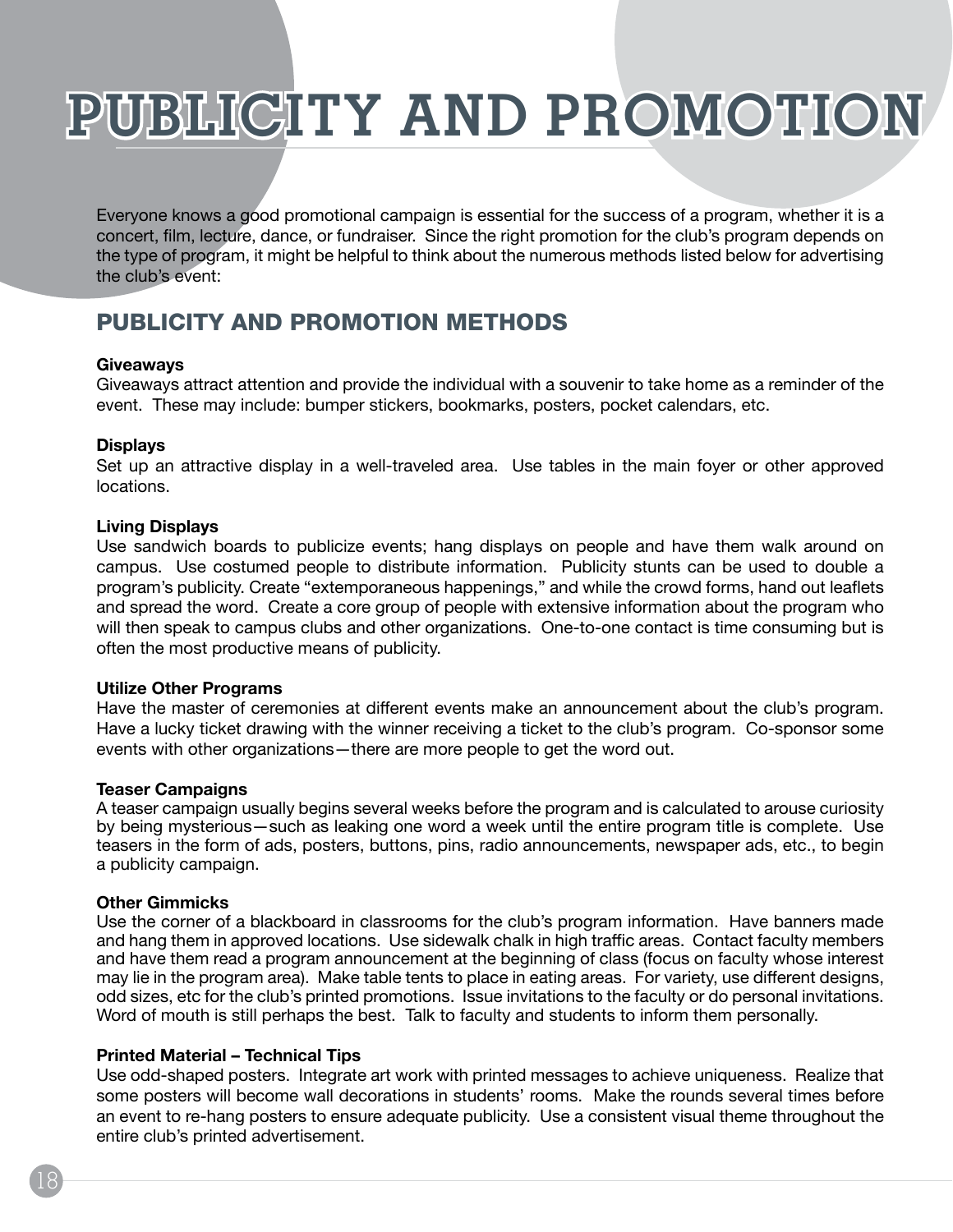# PUBLICITY AND PROMOTION

Everyone knows a good promotional campaign is essential for the success of a program, whether it is a concert, film, lecture, dance, or fundraiser. Since the right promotion for the club's program depends on the type of program, it might be helpful to think about the numerous methods listed below for advertising the club's event:

## PUBLICITY AND PROMOTION METHODS

**Giveaways**
Giveaways attract attention and provide the individual with a souvenir to take home as a reminder of the event. These may include: bumper stickers, bookmarks, posters, pocket calendars, etc.

**Displays**
Set up an attractive display in a well-traveled area. Use tables in the main foyer or other approved locations.

**Living Displays**
Use sandwich boards to publicize events; hang displays on people and have them walk around on campus. Use costumed people to distribute information. Publicity stunts can be used to double a program's publicity. Create "extemporaneous happenings," and while the crowd forms, hand out leaflets and spread the word. Create a core group of people with extensive information about the program who will then speak to campus clubs and other organizations. One-to-one contact is time consuming but is often the most productive means of publicity.

**Utilize Other Programs**
Have the master of ceremonies at different events make an announcement about the club's program. Have a lucky ticket drawing with the winner receiving a ticket to the club's program. Co-sponsor some events with other organizations—there are more people to get the word out.

**Teaser Campaigns**
A teaser campaign usually begins several weeks before the program and is calculated to arouse curiosity by being mysterious—such as leaking one word a week until the entire program title is complete. Use teasers in the form of ads, posters, buttons, pins, radio announcements, newspaper ads, etc., to begin a publicity campaign.

**Other Gimmicks**
Use the corner of a blackboard in classrooms for the club's program information. Have banners made and hang them in approved locations. Use sidewalk chalk in high traffic areas. Contact faculty members and have them read a program announcement at the beginning of class (focus on faculty whose interest may lie in the program area). Make table tents to place in eating areas. For variety, use different designs, odd sizes, etc for the club's printed promotions. Issue invitations to the faculty or do personal invitations. Word of mouth is still perhaps the best. Talk to faculty and students to inform them personally.

**Printed Material – Technical Tips**
Use odd-shaped posters. Integrate art work with printed messages to achieve uniqueness. Realize that some posters will become wall decorations in students' rooms. Make the rounds several times before an event to re-hang posters to ensure adequate publicity. Use a consistent visual theme throughout the entire club's printed advertisement.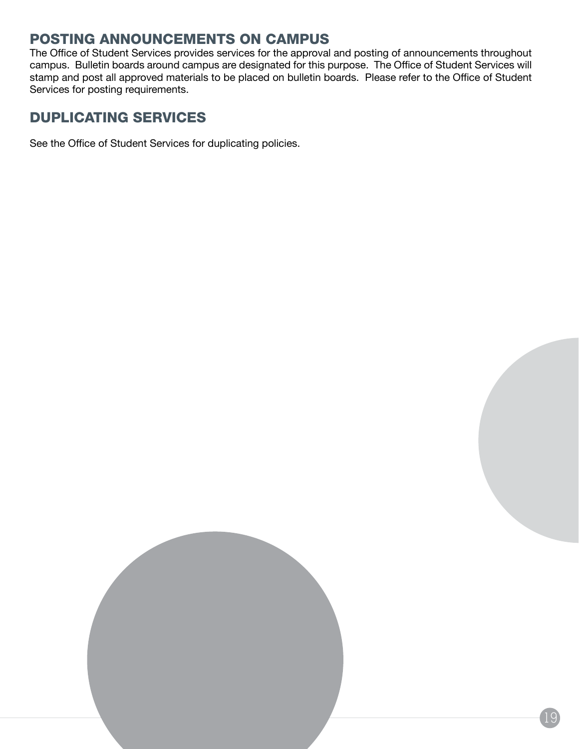## POSTING ANNOUNCEMENTS ON CAMPUS

The Office of Student Services provides services for the approval and posting of announcements throughout campus. Bulletin boards around campus are designated for this purpose. The Office of Student Services will stamp and post all approved materials to be placed on bulletin boards. Please refer to the Office of Student Services for posting requirements.

## DUPLICATING SERVICES

See the Office of Student Services for duplicating policies.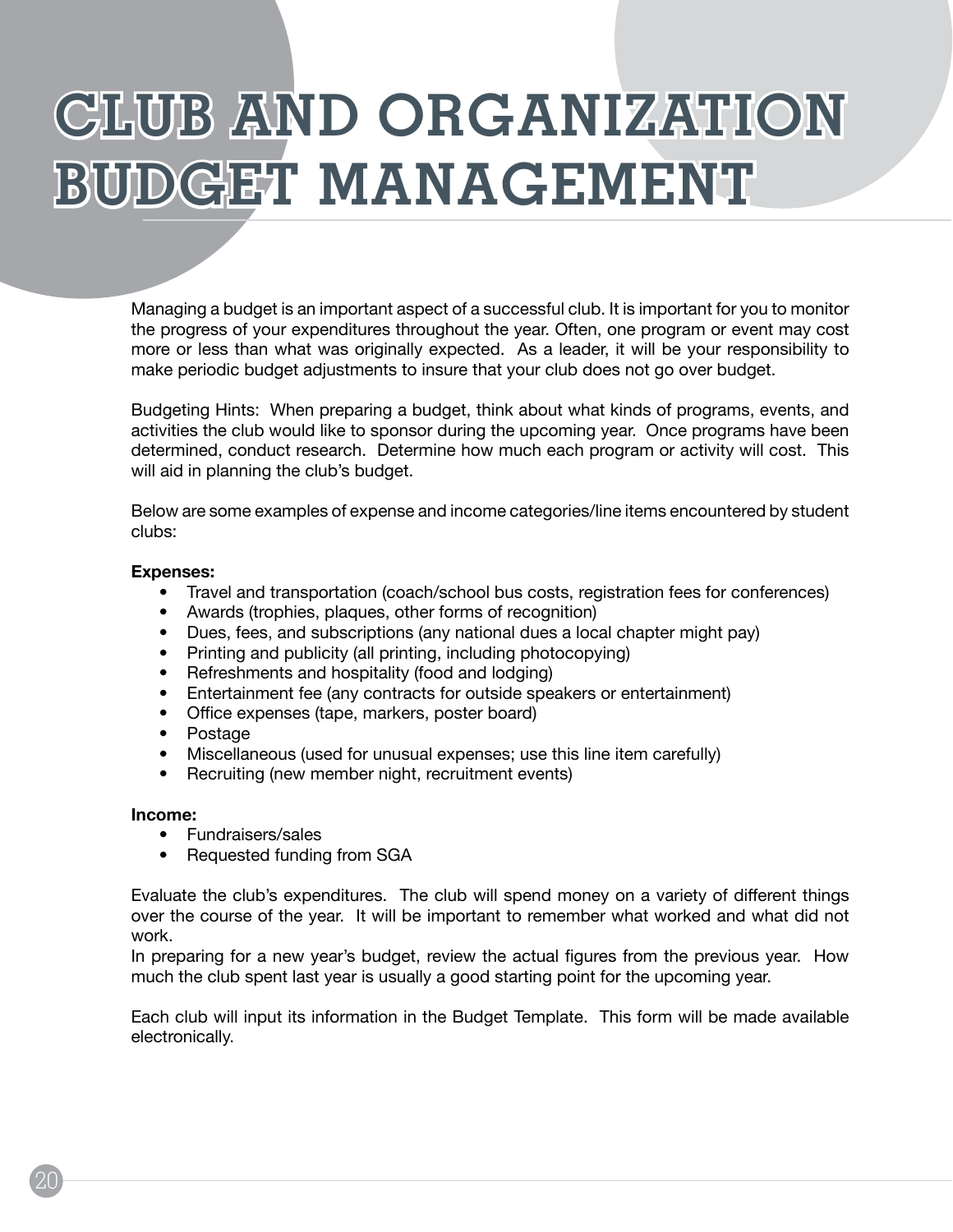# CLUB AND ORGANIZATION BUDGET MANAGEMENT

Managing a budget is an important aspect of a successful club. It is important for you to monitor the progress of your expenditures throughout the year. Often, one program or event may cost more or less than what was originally expected. As a leader, it will be your responsibility to make periodic budget adjustments to insure that your club does not go over budget.

Budgeting Hints: When preparing a budget, think about what kinds of programs, events, and activities the club would like to sponsor during the upcoming year. Once programs have been determined, conduct research. Determine how much each program or activity will cost. This will aid in planning the club's budget.

Below are some examples of expense and income categories/line items encountered by student clubs:

**Expenses:**

- Travel and transportation (coach/school bus costs, registration fees for conferences)
- Awards (trophies, plaques, other forms of recognition)
- Dues, fees, and subscriptions (any national dues a local chapter might pay)
- Printing and publicity (all printing, including photocopying)
- Refreshments and hospitality (food and lodging)
- Entertainment fee (any contracts for outside speakers or entertainment)
- Office expenses (tape, markers, poster board)
- Postage
- Miscellaneous (used for unusual expenses; use this line item carefully)
- Recruiting (new member night, recruitment events)

**Income:**

- Fundraisers/sales
- Requested funding from SGA

Evaluate the club's expenditures. The club will spend money on a variety of different things over the course of the year. It will be important to remember what worked and what did not work.

In preparing for a new year's budget, review the actual figures from the previous year. How much the club spent last year is usually a good starting point for the upcoming year.

Each club will input its information in the Budget Template. This form will be made available electronically.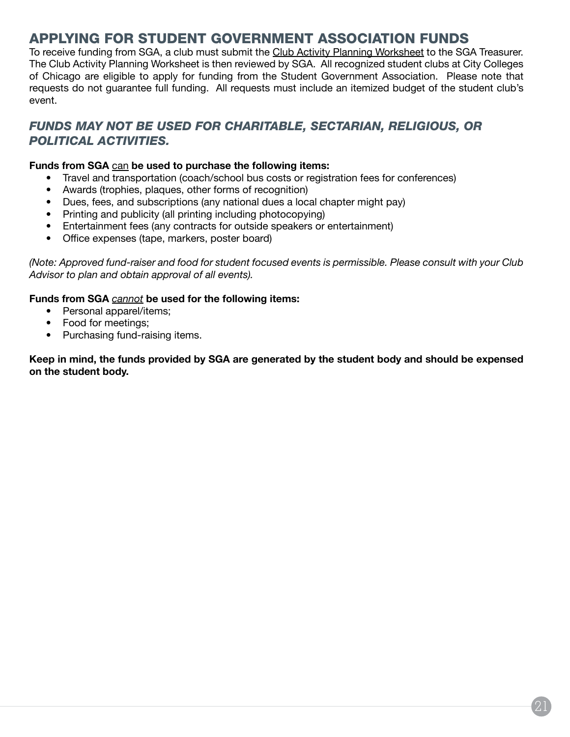## APPLYING FOR STUDENT GOVERNMENT ASSOCIATION FUNDS

To receive funding from SGA, a club must submit the Club Activity Planning Worksheet to the SGA Treasurer. The Club Activity Planning Worksheet is then reviewed by SGA. All recognized student clubs at City Colleges of Chicago are eligible to apply for funding from the Student Government Association. Please note that requests do not guarantee full funding. All requests must include an itemized budget of the student club's event.

### *FUNDS MAY NOT BE USED FOR CHARITABLE, SECTARIAN, RELIGIOUS, OR POLITICAL ACTIVITIES.*

**Funds from SGA can be used to purchase the following items:**

- Travel and transportation (coach/school bus costs or registration fees for conferences)
- Awards (trophies, plaques, other forms of recognition)
- Dues, fees, and subscriptions (any national dues a local chapter might pay)
- Printing and publicity (all printing including photocopying)
- Entertainment fees (any contracts for outside speakers or entertainment)
- Office expenses (tape, markers, poster board)

*(Note: Approved fund-raiser and food for student focused events is permissible. Please consult with your Club Advisor to plan and obtain approval of all events).*

**Funds from SGA *cannot* be used for the following items:**

- Personal apparel/items;
- Food for meetings;
- Purchasing fund-raising items.

**Keep in mind, the funds provided by SGA are generated by the student body and should be expensed on the student body.**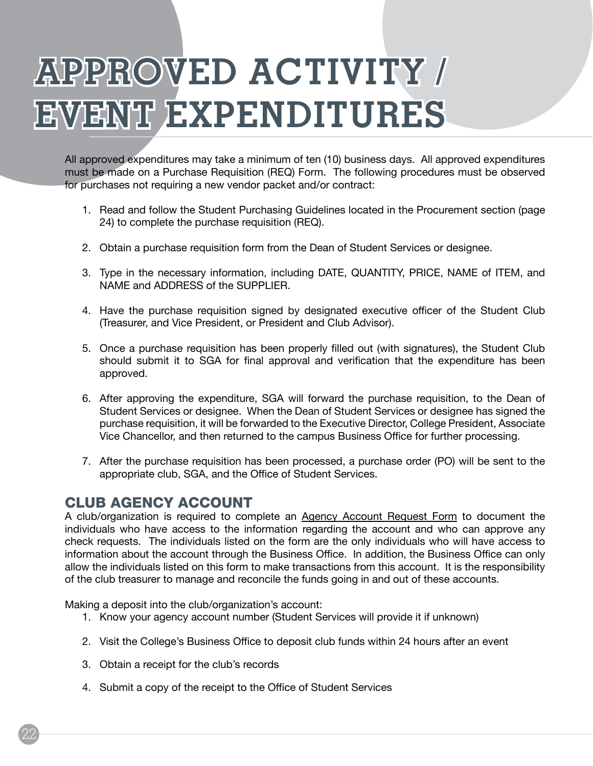# APPROVED ACTIVITY / EVENT EXPENDITURES

All approved expenditures may take a minimum of ten (10) business days. All approved expenditures must be made on a Purchase Requisition (REQ) Form. The following procedures must be observed for purchases not requiring a new vendor packet and/or contract:

1. Read and follow the Student Purchasing Guidelines located in the Procurement section (page 24) to complete the purchase requisition (REQ).

2. Obtain a purchase requisition form from the Dean of Student Services or designee.

3. Type in the necessary information, including DATE, QUANTITY, PRICE, NAME of ITEM, and NAME and ADDRESS of the SUPPLIER.

4. Have the purchase requisition signed by designated executive officer of the Student Club (Treasurer, and Vice President, or President and Club Advisor).

5. Once a purchase requisition has been properly filled out (with signatures), the Student Club should submit it to SGA for final approval and verification that the expenditure has been approved.

6. After approving the expenditure, SGA will forward the purchase requisition, to the Dean of Student Services or designee. When the Dean of Student Services or designee has signed the purchase requisition, it will be forwarded to the Executive Director, College President, Associate Vice Chancellor, and then returned to the campus Business Office for further processing.

7. After the purchase requisition has been processed, a purchase order (PO) will be sent to the appropriate club, SGA, and the Office of Student Services.

## CLUB AGENCY ACCOUNT

A club/organization is required to complete an Agency Account Request Form to document the individuals who have access to the information regarding the account and who can approve any check requests. The individuals listed on the form are the only individuals who will have access to information about the account through the Business Office. In addition, the Business Office can only allow the individuals listed on this form to make transactions from this account. It is the responsibility of the club treasurer to manage and reconcile the funds going in and out of these accounts.

Making a deposit into the club/organization's account:

1. Know your agency account number (Student Services will provide it if unknown)

2. Visit the College's Business Office to deposit club funds within 24 hours after an event

3. Obtain a receipt for the club's records

4. Submit a copy of the receipt to the Office of Student Services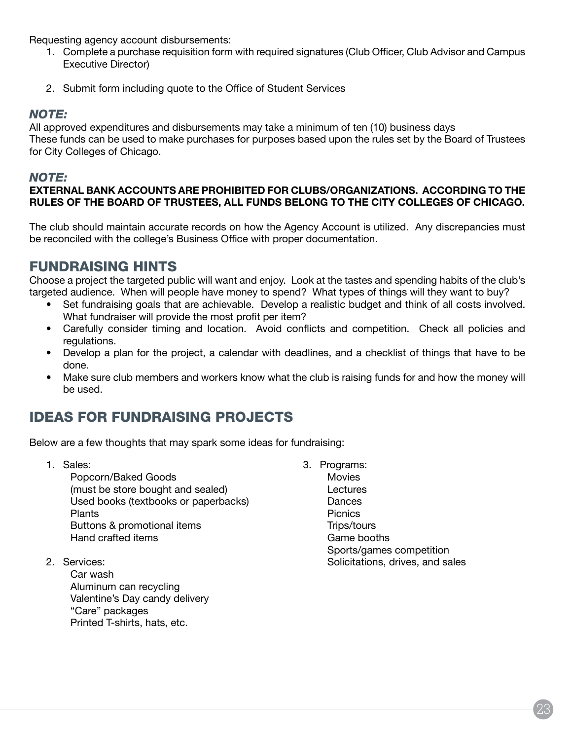Requesting agency account disbursements:

1. Complete a purchase requisition form with required signatures (Club Officer, Club Advisor and Campus Executive Director)

2. Submit form including quote to the Office of Student Services

***NOTE:***

All approved expenditures and disbursements may take a minimum of ten (10) business days
These funds can be used to make purchases for purposes based upon the rules set by the Board of Trustees for City Colleges of Chicago.

***NOTE:***

**EXTERNAL BANK ACCOUNTS ARE PROHIBITED FOR CLUBS/ORGANIZATIONS. ACCORDING TO THE RULES OF THE BOARD OF TRUSTEES, ALL FUNDS BELONG TO THE CITY COLLEGES OF CHICAGO.**

The club should maintain accurate records on how the Agency Account is utilized. Any discrepancies must be reconciled with the college's Business Office with proper documentation.

## FUNDRAISING HINTS

Choose a project the targeted public will want and enjoy. Look at the tastes and spending habits of the club's targeted audience. When will people have money to spend? What types of things will they want to buy?

- Set fundraising goals that are achievable. Develop a realistic budget and think of all costs involved. What fundraiser will provide the most profit per item?
- Carefully consider timing and location. Avoid conflicts and competition. Check all policies and regulations.
- Develop a plan for the project, a calendar with deadlines, and a checklist of things that have to be done.
- Make sure club members and workers know what the club is raising funds for and how the money will be used.

## IDEAS FOR FUNDRAISING PROJECTS

Below are a few thoughts that may spark some ideas for fundraising:

1. Sales:
   - Popcorn/Baked Goods (must be store bought and sealed)
   - Used books (textbooks or paperbacks)
   - Plants
   - Buttons & promotional items
   - Hand crafted items

2. Services:
   - Car wash
   - Aluminum can recycling
   - Valentine's Day candy delivery
   - "Care" packages
   - Printed T-shirts, hats, etc.

3. Programs:
   - Movies
   - Lectures
   - Dances
   - Picnics
   - Trips/tours
   - Game booths
   - Sports/games competition
   - Solicitations, drives, and sales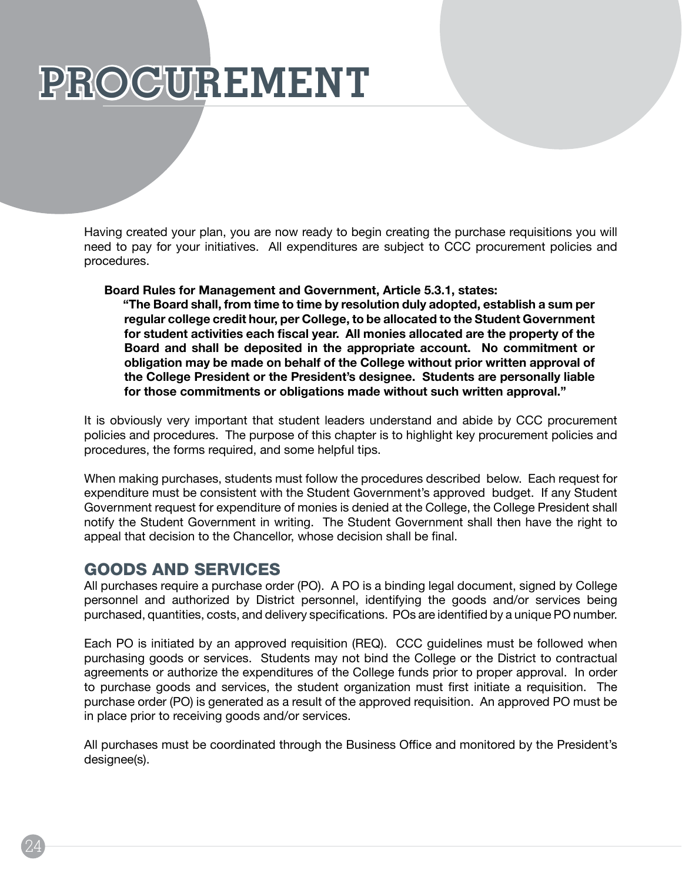# PROCUREMENT

Having created your plan, you are now ready to begin creating the purchase requisitions you will need to pay for your initiatives. All expenditures are subject to CCC procurement policies and procedures.

> **Board Rules for Management and Government, Article 5.3.1, states:**
>
> **"The Board shall, from time to time by resolution duly adopted, establish a sum per regular college credit hour, per College, to be allocated to the Student Government for student activities each fiscal year. All monies allocated are the property of the Board and shall be deposited in the appropriate account. No commitment or obligation may be made on behalf of the College without prior written approval of the College President or the President's designee. Students are personally liable for those commitments or obligations made without such written approval."**

It is obviously very important that student leaders understand and abide by CCC procurement policies and procedures. The purpose of this chapter is to highlight key procurement policies and procedures, the forms required, and some helpful tips.

When making purchases, students must follow the procedures described below. Each request for expenditure must be consistent with the Student Government's approved budget. If any Student Government request for expenditure of monies is denied at the College, the College President shall notify the Student Government in writing. The Student Government shall then have the right to appeal that decision to the Chancellor, whose decision shall be final.

## GOODS AND SERVICES

All purchases require a purchase order (PO). A PO is a binding legal document, signed by College personnel and authorized by District personnel, identifying the goods and/or services being purchased, quantities, costs, and delivery specifications. POs are identified by a unique PO number.

Each PO is initiated by an approved requisition (REQ). CCC guidelines must be followed when purchasing goods or services. Students may not bind the College or the District to contractual agreements or authorize the expenditures of the College funds prior to proper approval. In order to purchase goods and services, the student organization must first initiate a requisition. The purchase order (PO) is generated as a result of the approved requisition. An approved PO must be in place prior to receiving goods and/or services.

All purchases must be coordinated through the Business Office and monitored by the President's designee(s).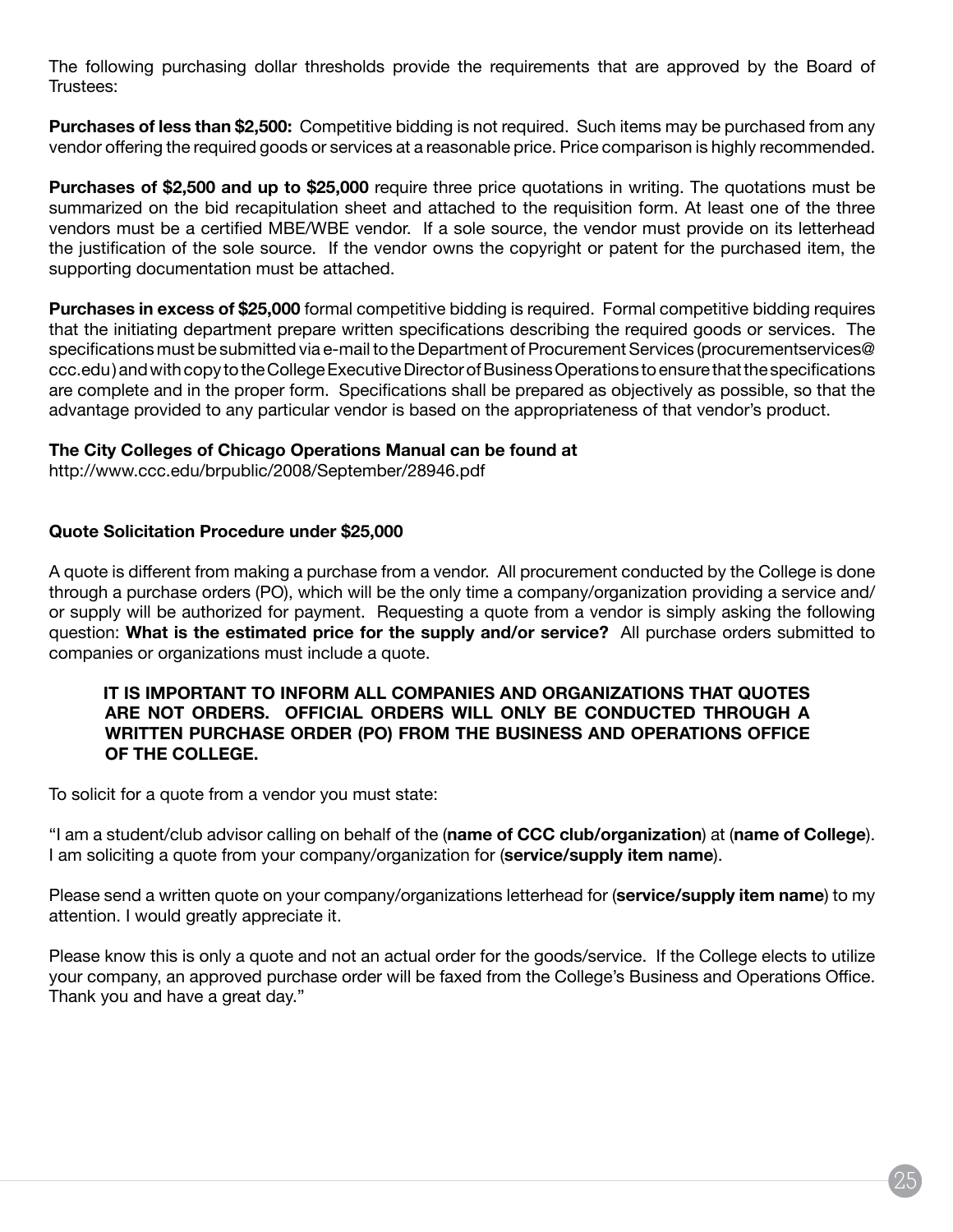The following purchasing dollar thresholds provide the requirements that are approved by the Board of Trustees:

**Purchases of less than $2,500:** Competitive bidding is not required. Such items may be purchased from any vendor offering the required goods or services at a reasonable price. Price comparison is highly recommended.

**Purchases of $2,500 and up to $25,000** require three price quotations in writing. The quotations must be summarized on the bid recapitulation sheet and attached to the requisition form. At least one of the three vendors must be a certified MBE/WBE vendor. If a sole source, the vendor must provide on its letterhead the justification of the sole source. If the vendor owns the copyright or patent for the purchased item, the supporting documentation must be attached.

**Purchases in excess of $25,000** formal competitive bidding is required. Formal competitive bidding requires that the initiating department prepare written specifications describing the required goods or services. The specifications must be submitted via e-mail to the Department of Procurement Services (procurementservices@ccc.edu) and with copy to the College Executive Director of Business Operations to ensure that the specifications are complete and in the proper form. Specifications shall be prepared as objectively as possible, so that the advantage provided to any particular vendor is based on the appropriateness of that vendor's product.

**The City Colleges of Chicago Operations Manual can be found at**
http://www.ccc.edu/brpublic/2008/September/28946.pdf

**Quote Solicitation Procedure under $25,000**

A quote is different from making a purchase from a vendor. All procurement conducted by the College is done through a purchase orders (PO), which will be the only time a company/organization providing a service and/or supply will be authorized for payment. Requesting a quote from a vendor is simply asking the following question: **What is the estimated price for the supply and/or service?** All purchase orders submitted to companies or organizations must include a quote.

> **IT IS IMPORTANT TO INFORM ALL COMPANIES AND ORGANIZATIONS THAT QUOTES ARE NOT ORDERS. OFFICIAL ORDERS WILL ONLY BE CONDUCTED THROUGH A WRITTEN PURCHASE ORDER (PO) FROM THE BUSINESS AND OPERATIONS OFFICE OF THE COLLEGE.**

To solicit for a quote from a vendor you must state:

"I am a student/club advisor calling on behalf of the (**name of CCC club/organization**) at (**name of College**). I am soliciting a quote from your company/organization for (**service/supply item name**).

Please send a written quote on your company/organizations letterhead for (**service/supply item name**) to my attention. I would greatly appreciate it.

Please know this is only a quote and not an actual order for the goods/service. If the College elects to utilize your company, an approved purchase order will be faxed from the College's Business and Operations Office. Thank you and have a great day."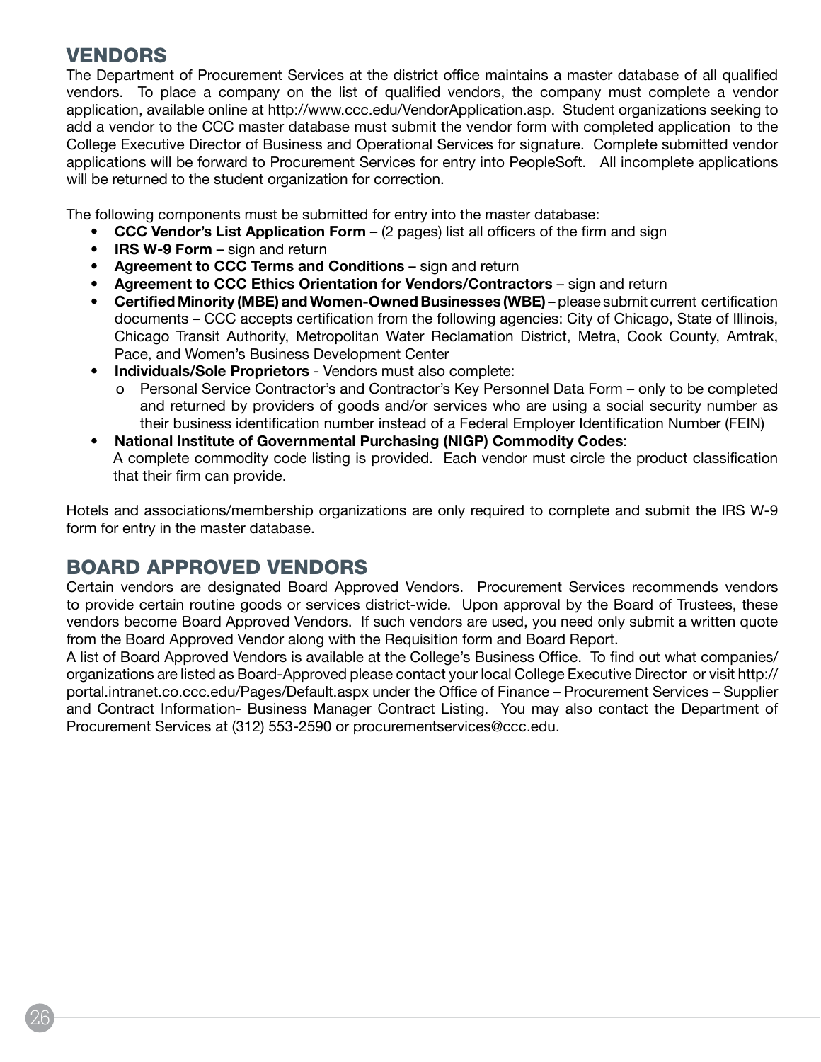## VENDORS

The Department of Procurement Services at the district office maintains a master database of all qualified vendors. To place a company on the list of qualified vendors, the company must complete a vendor application, available online at http://www.ccc.edu/VendorApplication.asp. Student organizations seeking to add a vendor to the CCC master database must submit the vendor form with completed application to the College Executive Director of Business and Operational Services for signature. Complete submitted vendor applications will be forward to Procurement Services for entry into PeopleSoft. All incomplete applications will be returned to the student organization for correction.

The following components must be submitted for entry into the master database:

- **CCC Vendor's List Application Form** – (2 pages) list all officers of the firm and sign
- **IRS W-9 Form** – sign and return
- **Agreement to CCC Terms and Conditions** – sign and return
- **Agreement to CCC Ethics Orientation for Vendors/Contractors** – sign and return
- **Certified Minority (MBE) and Women-Owned Businesses (WBE)** – please submit current certification documents – CCC accepts certification from the following agencies: City of Chicago, State of Illinois, Chicago Transit Authority, Metropolitan Water Reclamation District, Metra, Cook County, Amtrak, Pace, and Women's Business Development Center
- **Individuals/Sole Proprietors** - Vendors must also complete:
  - Personal Service Contractor's and Contractor's Key Personnel Data Form – only to be completed and returned by providers of goods and/or services who are using a social security number as their business identification number instead of a Federal Employer Identification Number (FEIN)
- **National Institute of Governmental Purchasing (NIGP) Commodity Codes**:
  A complete commodity code listing is provided. Each vendor must circle the product classification that their firm can provide.

Hotels and associations/membership organizations are only required to complete and submit the IRS W-9 form for entry in the master database.

## BOARD APPROVED VENDORS

Certain vendors are designated Board Approved Vendors. Procurement Services recommends vendors to provide certain routine goods or services district-wide. Upon approval by the Board of Trustees, these vendors become Board Approved Vendors. If such vendors are used, you need only submit a written quote from the Board Approved Vendor along with the Requisition form and Board Report.

A list of Board Approved Vendors is available at the College's Business Office. To find out what companies/organizations are listed as Board-Approved please contact your local College Executive Director or visit http://portal.intranet.co.ccc.edu/Pages/Default.aspx under the Office of Finance – Procurement Services – Supplier and Contract Information- Business Manager Contract Listing. You may also contact the Department of Procurement Services at (312) 553-2590 or procurementservices@ccc.edu.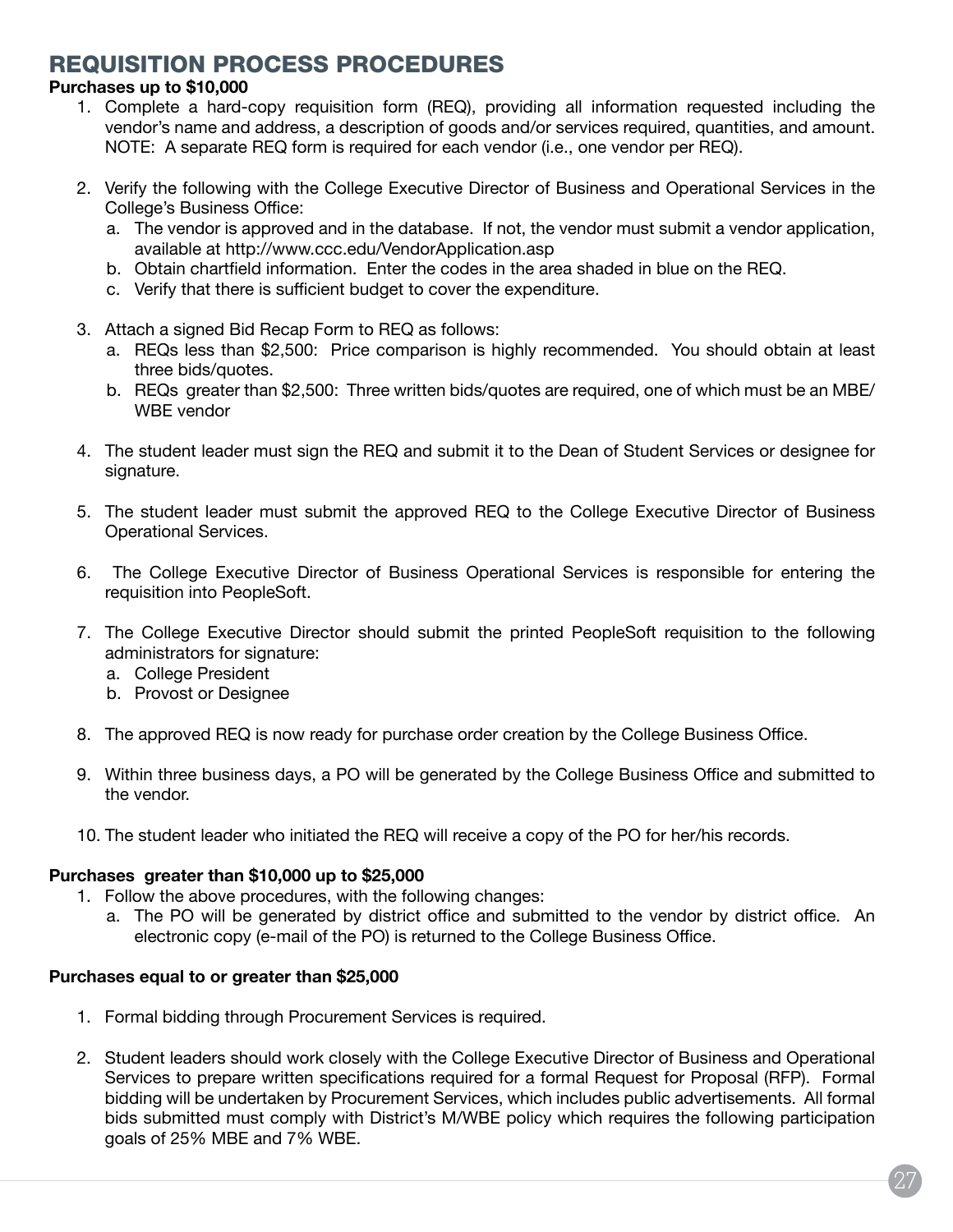# REQUISITION PROCESS PROCEDURES

**Purchases up to $10,000**

1. Complete a hard-copy requisition form (REQ), providing all information requested including the vendor's name and address, a description of goods and/or services required, quantities, and amount. NOTE: A separate REQ form is required for each vendor (i.e., one vendor per REQ).

2. Verify the following with the College Executive Director of Business and Operational Services in the College's Business Office:
   a. The vendor is approved and in the database. If not, the vendor must submit a vendor application, available at http://www.ccc.edu/VendorApplication.asp
   b. Obtain chartfield information. Enter the codes in the area shaded in blue on the REQ.
   c. Verify that there is sufficient budget to cover the expenditure.

3. Attach a signed Bid Recap Form to REQ as follows:
   a. REQs less than $2,500: Price comparison is highly recommended. You should obtain at least three bids/quotes.
   b. REQs greater than $2,500: Three written bids/quotes are required, one of which must be an MBE/WBE vendor

4. The student leader must sign the REQ and submit it to the Dean of Student Services or designee for signature.

5. The student leader must submit the approved REQ to the College Executive Director of Business Operational Services.

6. The College Executive Director of Business Operational Services is responsible for entering the requisition into PeopleSoft.

7. The College Executive Director should submit the printed PeopleSoft requisition to the following administrators for signature:
   a. College President
   b. Provost or Designee

8. The approved REQ is now ready for purchase order creation by the College Business Office.

9. Within three business days, a PO will be generated by the College Business Office and submitted to the vendor.

10. The student leader who initiated the REQ will receive a copy of the PO for her/his records.

**Purchases greater than $10,000 up to $25,000**

1. Follow the above procedures, with the following changes:
   a. The PO will be generated by district office and submitted to the vendor by district office. An electronic copy (e-mail of the PO) is returned to the College Business Office.

**Purchases equal to or greater than $25,000**

1. Formal bidding through Procurement Services is required.

2. Student leaders should work closely with the College Executive Director of Business and Operational Services to prepare written specifications required for a formal Request for Proposal (RFP). Formal bidding will be undertaken by Procurement Services, which includes public advertisements. All formal bids submitted must comply with District's M/WBE policy which requires the following participation goals of 25% MBE and 7% WBE.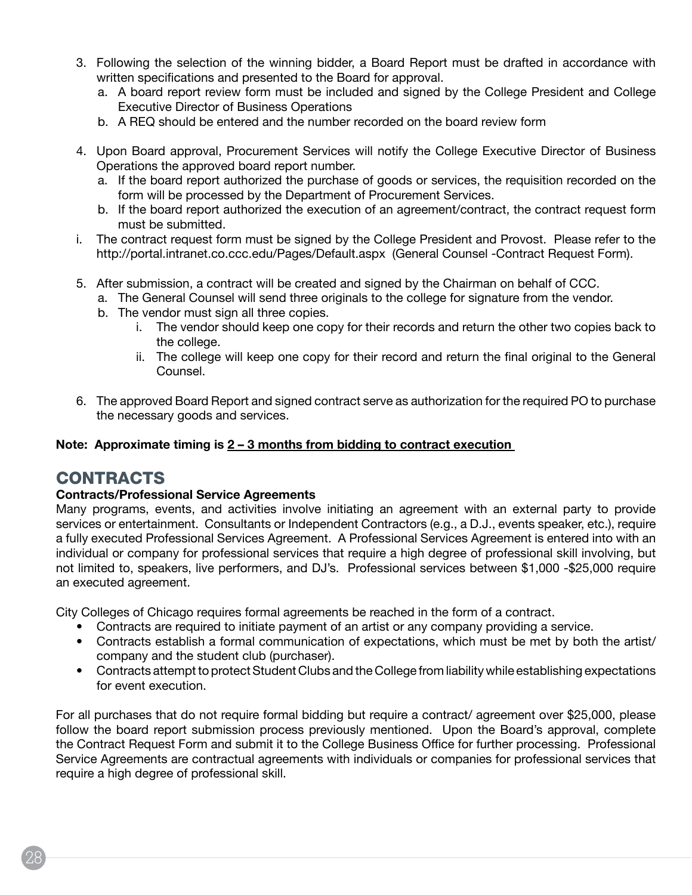3. Following the selection of the winning bidder, a Board Report must be drafted in accordance with written specifications and presented to the Board for approval.
   a. A board report review form must be included and signed by the College President and College Executive Director of Business Operations
   b. A REQ should be entered and the number recorded on the board review form

4. Upon Board approval, Procurement Services will notify the College Executive Director of Business Operations the approved board report number.
   a. If the board report authorized the purchase of goods or services, the requisition recorded on the form will be processed by the Department of Procurement Services.
   b. If the board report authorized the execution of an agreement/contract, the contract request form must be submitted.

i. The contract request form must be signed by the College President and Provost. Please refer to the http://portal.intranet.co.ccc.edu/Pages/Default.aspx (General Counsel -Contract Request Form).

5. After submission, a contract will be created and signed by the Chairman on behalf of CCC.
   a. The General Counsel will send three originals to the college for signature from the vendor.
   b. The vendor must sign all three copies.
      i. The vendor should keep one copy for their records and return the other two copies back to the college.
      ii. The college will keep one copy for their record and return the final original to the General Counsel.

6. The approved Board Report and signed contract serve as authorization for the required PO to purchase the necessary goods and services.

**Note: Approximate timing is <u>2 – 3 months from bidding to contract execution</u>**

## CONTRACTS

**Contracts/Professional Service Agreements**

Many programs, events, and activities involve initiating an agreement with an external party to provide services or entertainment. Consultants or Independent Contractors (e.g., a D.J., events speaker, etc.), require a fully executed Professional Services Agreement. A Professional Services Agreement is entered into with an individual or company for professional services that require a high degree of professional skill involving, but not limited to, speakers, live performers, and DJ's. Professional services between $1,000 -$25,000 require an executed agreement.

City Colleges of Chicago requires formal agreements be reached in the form of a contract.

- Contracts are required to initiate payment of an artist or any company providing a service.
- Contracts establish a formal communication of expectations, which must be met by both the artist/ company and the student club (purchaser).
- Contracts attempt to protect Student Clubs and the College from liability while establishing expectations for event execution.

For all purchases that do not require formal bidding but require a contract/ agreement over $25,000, please follow the board report submission process previously mentioned. Upon the Board's approval, complete the Contract Request Form and submit it to the College Business Office for further processing. Professional Service Agreements are contractual agreements with individuals or companies for professional services that require a high degree of professional skill.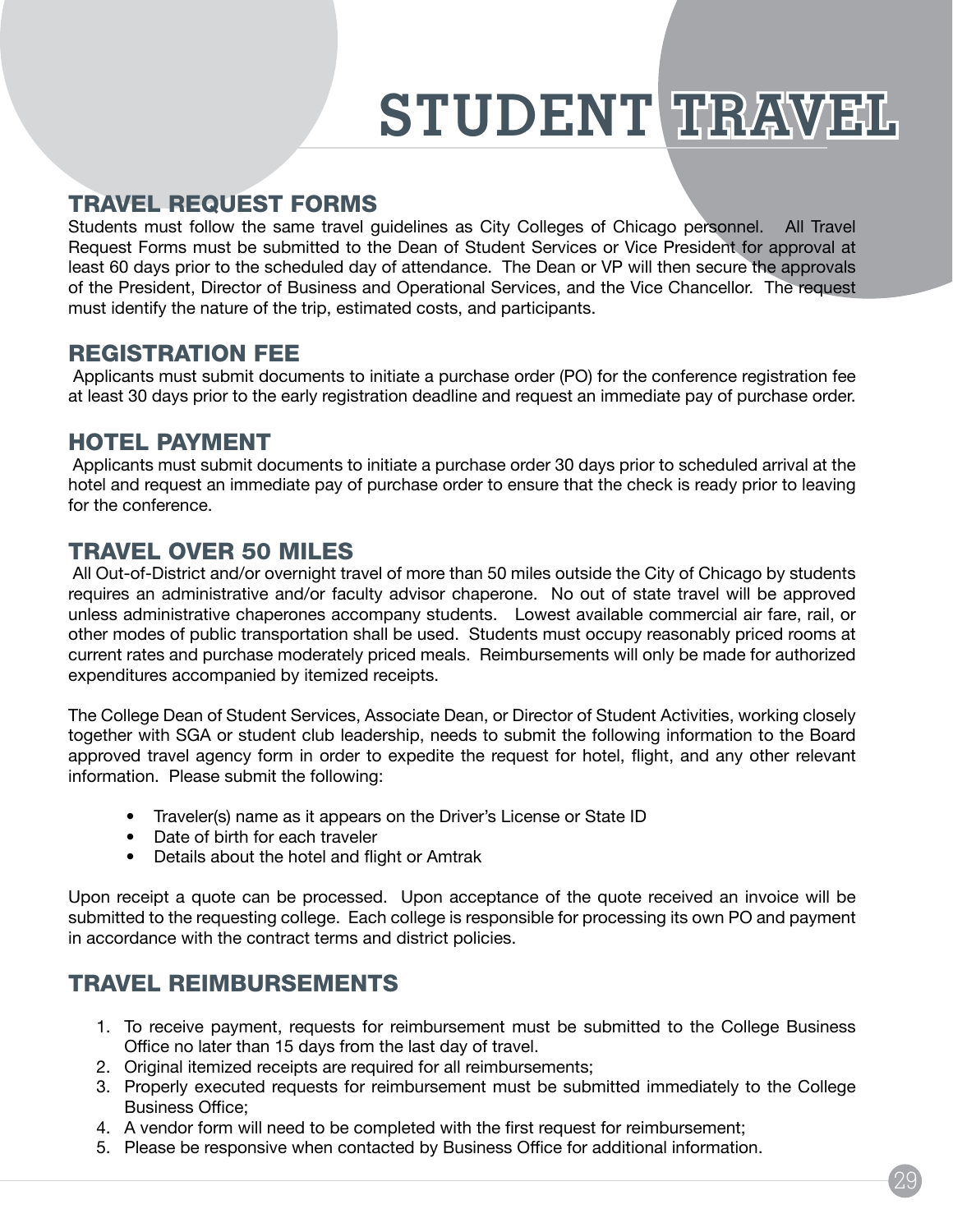# STUDENT TRAVEL

## TRAVEL REQUEST FORMS

Students must follow the same travel guidelines as City Colleges of Chicago personnel. All Travel Request Forms must be submitted to the Dean of Student Services or Vice President for approval at least 60 days prior to the scheduled day of attendance. The Dean or VP will then secure the approvals of the President, Director of Business and Operational Services, and the Vice Chancellor. The request must identify the nature of the trip, estimated costs, and participants.

## REGISTRATION FEE

Applicants must submit documents to initiate a purchase order (PO) for the conference registration fee at least 30 days prior to the early registration deadline and request an immediate pay of purchase order.

## HOTEL PAYMENT

Applicants must submit documents to initiate a purchase order 30 days prior to scheduled arrival at the hotel and request an immediate pay of purchase order to ensure that the check is ready prior to leaving for the conference.

## TRAVEL OVER 50 MILES

All Out-of-District and/or overnight travel of more than 50 miles outside the City of Chicago by students requires an administrative and/or faculty advisor chaperone. No out of state travel will be approved unless administrative chaperones accompany students. Lowest available commercial air fare, rail, or other modes of public transportation shall be used. Students must occupy reasonably priced rooms at current rates and purchase moderately priced meals. Reimbursements will only be made for authorized expenditures accompanied by itemized receipts.

The College Dean of Student Services, Associate Dean, or Director of Student Activities, working closely together with SGA or student club leadership, needs to submit the following information to the Board approved travel agency form in order to expedite the request for hotel, flight, and any other relevant information. Please submit the following:

- Traveler(s) name as it appears on the Driver's License or State ID
- Date of birth for each traveler
- Details about the hotel and flight or Amtrak

Upon receipt a quote can be processed. Upon acceptance of the quote received an invoice will be submitted to the requesting college. Each college is responsible for processing its own PO and payment in accordance with the contract terms and district policies.

## TRAVEL REIMBURSEMENTS

1. To receive payment, requests for reimbursement must be submitted to the College Business Office no later than 15 days from the last day of travel.
2. Original itemized receipts are required for all reimbursements;
3. Properly executed requests for reimbursement must be submitted immediately to the College Business Office;
4. A vendor form will need to be completed with the first request for reimbursement;
5. Please be responsive when contacted by Business Office for additional information.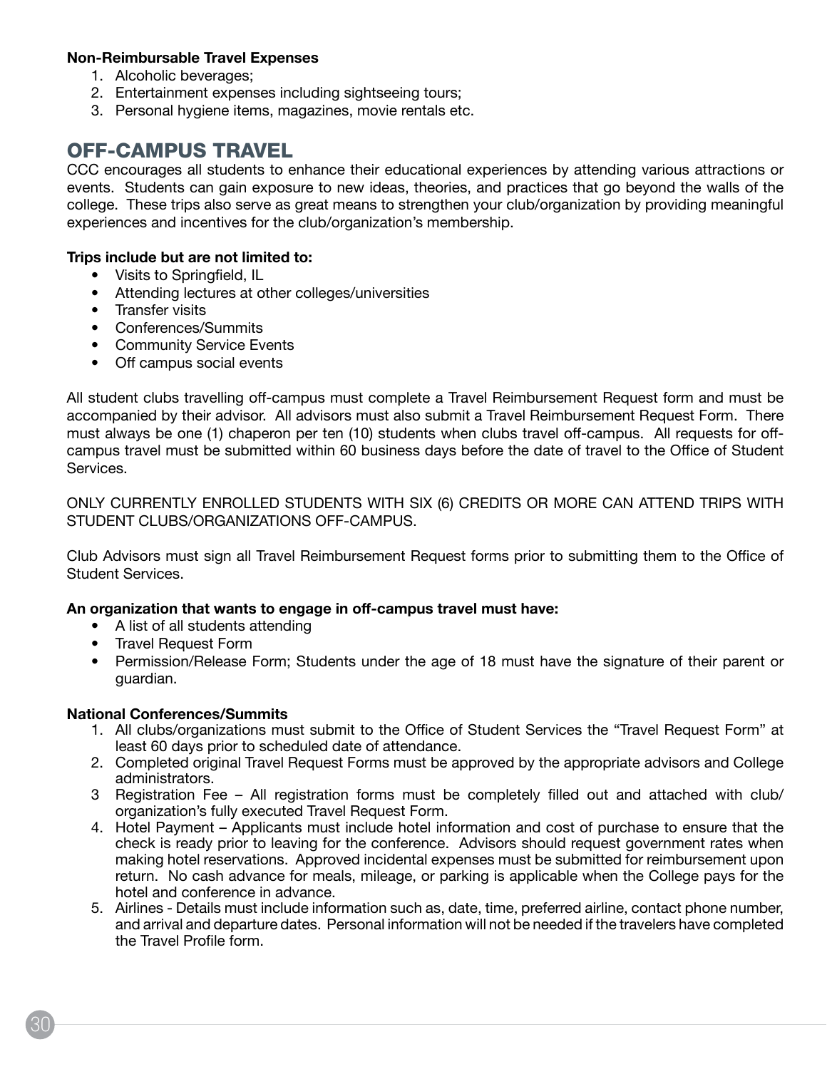**Non-Reimbursable Travel Expenses**

1. Alcoholic beverages;
2. Entertainment expenses including sightseeing tours;
3. Personal hygiene items, magazines, movie rentals etc.

## OFF-CAMPUS TRAVEL

CCC encourages all students to enhance their educational experiences by attending various attractions or events. Students can gain exposure to new ideas, theories, and practices that go beyond the walls of the college. These trips also serve as great means to strengthen your club/organization by providing meaningful experiences and incentives for the club/organization's membership.

**Trips include but are not limited to:**

- Visits to Springfield, IL
- Attending lectures at other colleges/universities
- Transfer visits
- Conferences/Summits
- Community Service Events
- Off campus social events

All student clubs travelling off-campus must complete a Travel Reimbursement Request form and must be accompanied by their advisor. All advisors must also submit a Travel Reimbursement Request Form. There must always be one (1) chaperon per ten (10) students when clubs travel off-campus. All requests for off-campus travel must be submitted within 60 business days before the date of travel to the Office of Student Services.

ONLY CURRENTLY ENROLLED STUDENTS WITH SIX (6) CREDITS OR MORE CAN ATTEND TRIPS WITH STUDENT CLUBS/ORGANIZATIONS OFF-CAMPUS.

Club Advisors must sign all Travel Reimbursement Request forms prior to submitting them to the Office of Student Services.

**An organization that wants to engage in off-campus travel must have:**

- A list of all students attending
- Travel Request Form
- Permission/Release Form; Students under the age of 18 must have the signature of their parent or guardian.

**National Conferences/Summits**

1. All clubs/organizations must submit to the Office of Student Services the "Travel Request Form" at least 60 days prior to scheduled date of attendance.
2. Completed original Travel Request Forms must be approved by the appropriate advisors and College administrators.
3. Registration Fee – All registration forms must be completely filled out and attached with club/organization's fully executed Travel Request Form.
4. Hotel Payment – Applicants must include hotel information and cost of purchase to ensure that the check is ready prior to leaving for the conference. Advisors should request government rates when making hotel reservations. Approved incidental expenses must be submitted for reimbursement upon return. No cash advance for meals, mileage, or parking is applicable when the College pays for the hotel and conference in advance.
5. Airlines - Details must include information such as, date, time, preferred airline, contact phone number, and arrival and departure dates. Personal information will not be needed if the travelers have completed the Travel Profile form.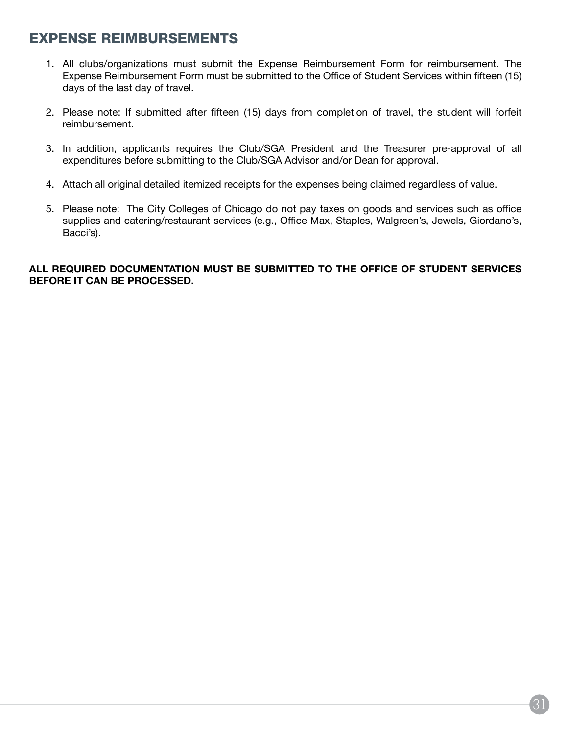# EXPENSE REIMBURSEMENTS

1. All clubs/organizations must submit the Expense Reimbursement Form for reimbursement. The Expense Reimbursement Form must be submitted to the Office of Student Services within fifteen (15) days of the last day of travel.

2. Please note: If submitted after fifteen (15) days from completion of travel, the student will forfeit reimbursement.

3. In addition, applicants requires the Club/SGA President and the Treasurer pre-approval of all expenditures before submitting to the Club/SGA Advisor and/or Dean for approval.

4. Attach all original detailed itemized receipts for the expenses being claimed regardless of value.

5. Please note: The City Colleges of Chicago do not pay taxes on goods and services such as office supplies and catering/restaurant services (e.g., Office Max, Staples, Walgreen's, Jewels, Giordano's, Bacci's).

**ALL REQUIRED DOCUMENTATION MUST BE SUBMITTED TO THE OFFICE OF STUDENT SERVICES BEFORE IT CAN BE PROCESSED.**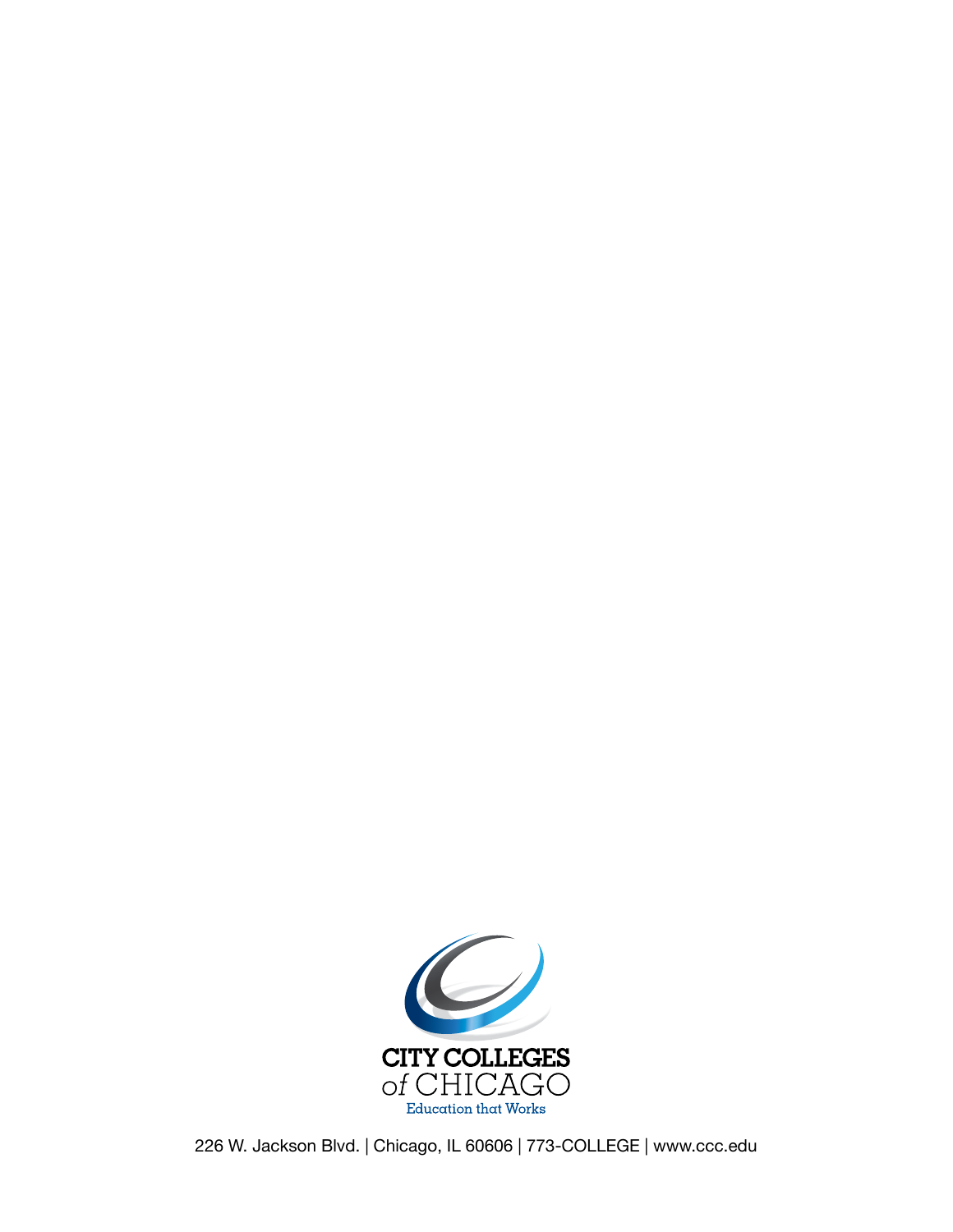CITY COLLEGES
of CHICAGO
Education that Works

226 W. Jackson Blvd. | Chicago, IL 60606 | 773-COLLEGE | www.ccc.edu